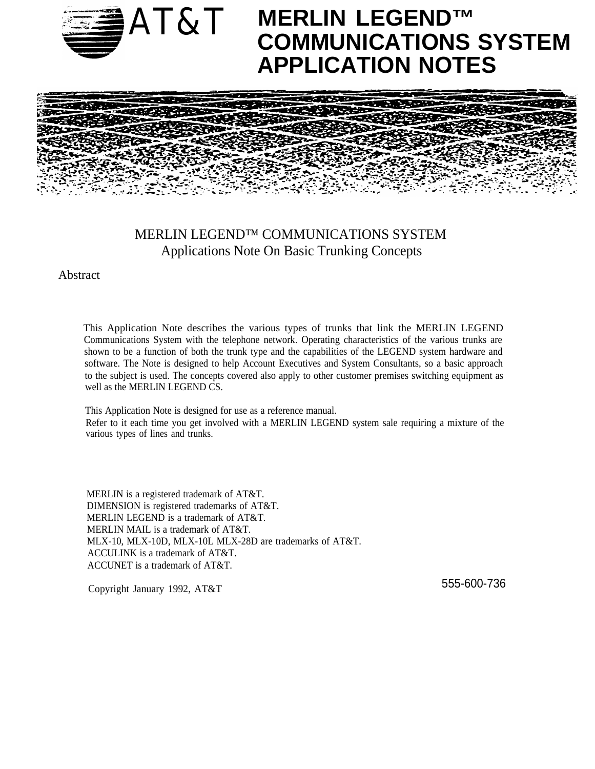AT&T

# MERLIN LEGEND™ COMMUNICATIONS SYSTEM APPLICATION NOTES

## MERLIN LEGEND™ COMMUNICATIONS SYSTEM
## Applications Note On Basic Trunking Concepts

Abstract

This Application Note describes the various types of trunks that link the MERLIN LEGEND Communications System with the telephone network. Operating characteristics of the various trunks are shown to be a function of both the trunk type and the capabilities of the LEGEND system hardware and software. The Note is designed to help Account Executives and System Consultants, so a basic approach to the subject is used. The concepts covered also apply to other customer premises switching equipment as well as the MERLIN LEGEND CS.

This Application Note is designed for use as a reference manual.
Refer to it each time you get involved with a MERLIN LEGEND system sale requiring a mixture of the various types of lines and trunks.

MERLIN is a registered trademark of AT&T.
DIMENSION is registered trademarks of AT&T.
MERLIN LEGEND is a trademark of AT&T.
MERLIN MAIL is a trademark of AT&T.
MLX-10, MLX-10D, MLX-10L MLX-28D are trademarks of AT&T.
ACCULINK is a trademark of AT&T.
ACCUNET is a trademark of AT&T.

Copyright January 1992, AT&T

555-600-736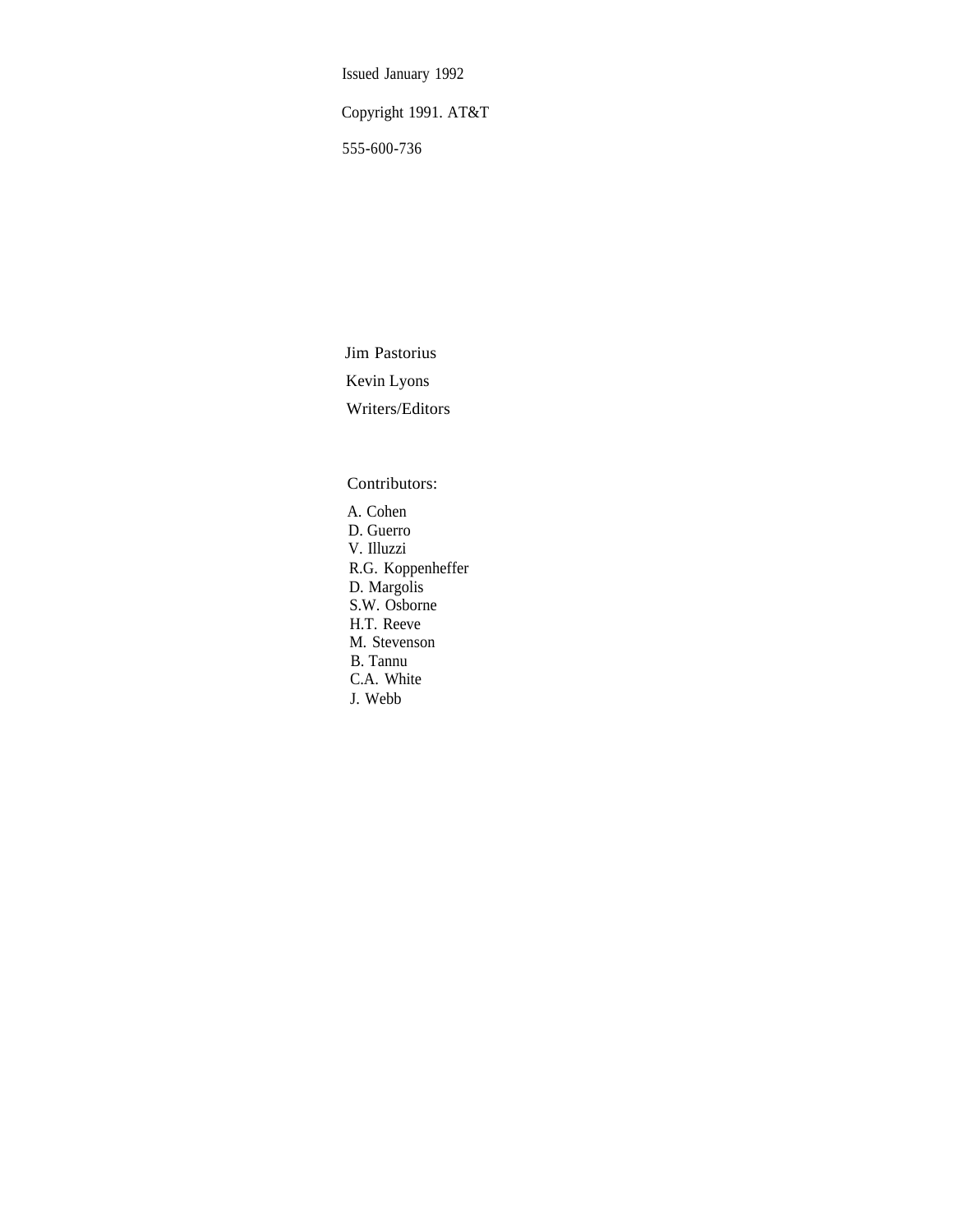Issued January 1992

Copyright 1991. AT&T

555-600-736

Jim Pastorius

Kevin Lyons

Writers/Editors

Contributors:

A. Cohen
D. Guerro
V. Illuzzi
R.G. Koppenheffer
D. Margolis
S.W. Osborne
H.T. Reeve
M. Stevenson
B. Tannu
C.A. White
J. Webb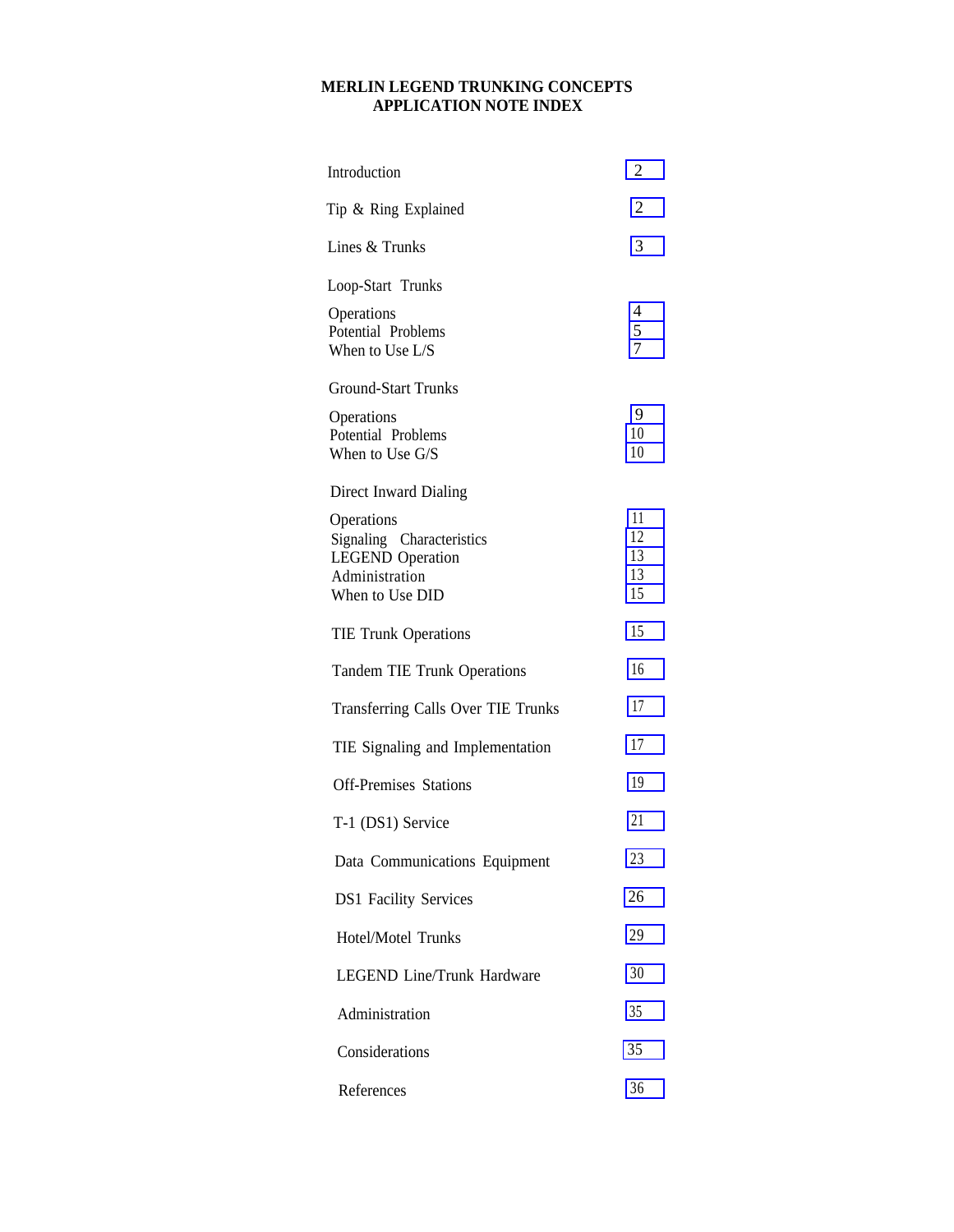# MERLIN LEGEND TRUNKING CONCEPTS
## APPLICATION NOTE INDEX

| Section | Page |
|---|---|
| Introduction | 2 |
| Tip & Ring Explained | 2 |
| Lines & Trunks | 3 |
| **Loop-Start Trunks** | |
| Operations | 4 |
| Potential Problems | 5 |
| When to Use L/S | 7 |
| **Ground-Start Trunks** | |
| Operations | 9 |
| Potential Problems | 10 |
| When to Use G/S | 10 |
| **Direct Inward Dialing** | |
| Operations | 11 |
| Signaling Characteristics | 12 |
| LEGEND Operation | 13 |
| Administration | 13 |
| When to Use DID | 15 |
| TIE Trunk Operations | 15 |
| Tandem TIE Trunk Operations | 16 |
| Transferring Calls Over TIE Trunks | 17 |
| TIE Signaling and Implementation | 17 |
| Off-Premises Stations | 19 |
| T-1 (DS1) Service | 21 |
| Data Communications Equipment | 23 |
| DS1 Facility Services | 26 |
| Hotel/Motel Trunks | 29 |
| LEGEND Line/Trunk Hardware | 30 |
| Administration | 35 |
| Considerations | 35 |
| References | 36 |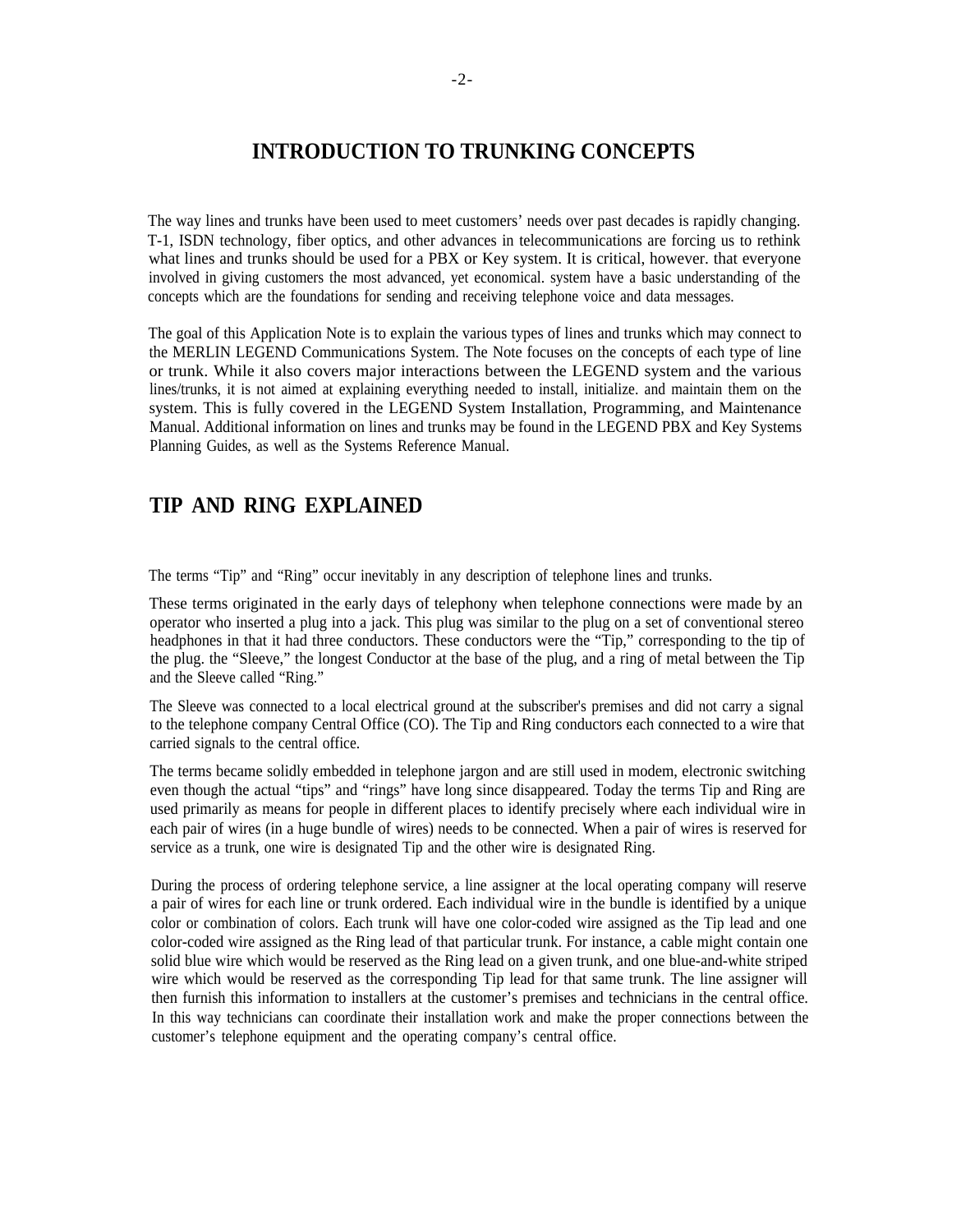# INTRODUCTION TO TRUNKING CONCEPTS

The way lines and trunks have been used to meet customers' needs over past decades is rapidly changing. T-1, ISDN technology, fiber optics, and other advances in telecommunications are forcing us to rethink what lines and trunks should be used for a PBX or Key system. It is critical, however. that everyone involved in giving customers the most advanced, yet economical. system have a basic understanding of the concepts which are the foundations for sending and receiving telephone voice and data messages.

The goal of this Application Note is to explain the various types of lines and trunks which may connect to the MERLIN LEGEND Communications System. The Note focuses on the concepts of each type of line or trunk. While it also covers major interactions between the LEGEND system and the various lines/trunks, it is not aimed at explaining everything needed to install, initialize. and maintain them on the system. This is fully covered in the LEGEND System Installation, Programming, and Maintenance Manual. Additional information on lines and trunks may be found in the LEGEND PBX and Key Systems Planning Guides, as well as the Systems Reference Manual.

## TIP AND RING EXPLAINED

The terms "Tip" and "Ring" occur inevitably in any description of telephone lines and trunks.

These terms originated in the early days of telephony when telephone connections were made by an operator who inserted a plug into a jack. This plug was similar to the plug on a set of conventional stereo headphones in that it had three conductors. These conductors were the "Tip," corresponding to the tip of the plug. the "Sleeve," the longest Conductor at the base of the plug, and a ring of metal between the Tip and the Sleeve called "Ring."

The Sleeve was connected to a local electrical ground at the subscriber's premises and did not carry a signal to the telephone company Central Office (CO). The Tip and Ring conductors each connected to a wire that carried signals to the central office.

The terms became solidly embedded in telephone jargon and are still used in modem, electronic switching even though the actual "tips" and "rings" have long since disappeared. Today the terms Tip and Ring are used primarily as means for people in different places to identify precisely where each individual wire in each pair of wires (in a huge bundle of wires) needs to be connected. When a pair of wires is reserved for service as a trunk, one wire is designated Tip and the other wire is designated Ring.

During the process of ordering telephone service, a line assigner at the local operating company will reserve a pair of wires for each line or trunk ordered. Each individual wire in the bundle is identified by a unique color or combination of colors. Each trunk will have one color-coded wire assigned as the Tip lead and one color-coded wire assigned as the Ring lead of that particular trunk. For instance, a cable might contain one solid blue wire which would be reserved as the Ring lead on a given trunk, and one blue-and-white striped wire which would be reserved as the corresponding Tip lead for that same trunk. The line assigner will then furnish this information to installers at the customer's premises and technicians in the central office. In this way technicians can coordinate their installation work and make the proper connections between the customer's telephone equipment and the operating company's central office.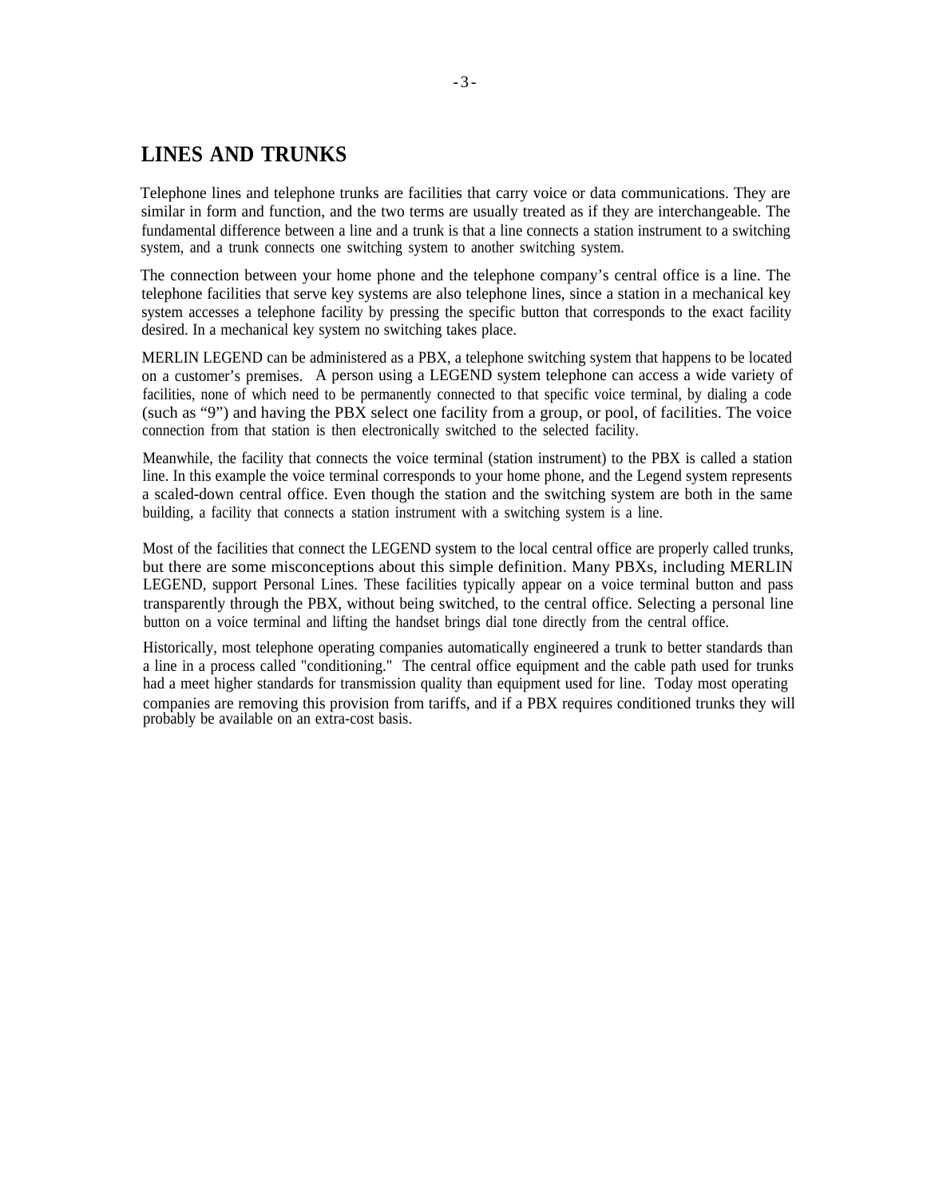## LINES AND TRUNKS

Telephone lines and telephone trunks are facilities that carry voice or data communications. They are similar in form and function, and the two terms are usually treated as if they are interchangeable. The fundamental difference between a line and a trunk is that a line connects a station instrument to a switching system, and a trunk connects one switching system to another switching system.

The connection between your home phone and the telephone company's central office is a line. The telephone facilities that serve key systems are also telephone lines, since a station in a mechanical key system accesses a telephone facility by pressing the specific button that corresponds to the exact facility desired. In a mechanical key system no switching takes place.

MERLIN LEGEND can be administered as a PBX, a telephone switching system that happens to be located on a customer's premises. A person using a LEGEND system telephone can access a wide variety of facilities, none of which need to be permanently connected to that specific voice terminal, by dialing a code (such as "9") and having the PBX select one facility from a group, or pool, of facilities. The voice connection from that station is then electronically switched to the selected facility.

Meanwhile, the facility that connects the voice terminal (station instrument) to the PBX is called a station line. In this example the voice terminal corresponds to your home phone, and the Legend system represents a scaled-down central office. Even though the station and the switching system are both in the same building, a facility that connects a station instrument with a switching system is a line.

Most of the facilities that connect the LEGEND system to the local central office are properly called trunks, but there are some misconceptions about this simple definition. Many PBXs, including MERLIN LEGEND, support Personal Lines. These facilities typically appear on a voice terminal button and pass transparently through the PBX, without being switched, to the central office. Selecting a personal line button on a voice terminal and lifting the handset brings dial tone directly from the central office.

Historically, most telephone operating companies automatically engineered a trunk to better standards than a line in a process called "conditioning." The central office equipment and the cable path used for trunks had a meet higher standards for transmission quality than equipment used for line. Today most operating companies are removing this provision from tariffs, and if a PBX requires conditioned trunks they will probably be available on an extra-cost basis.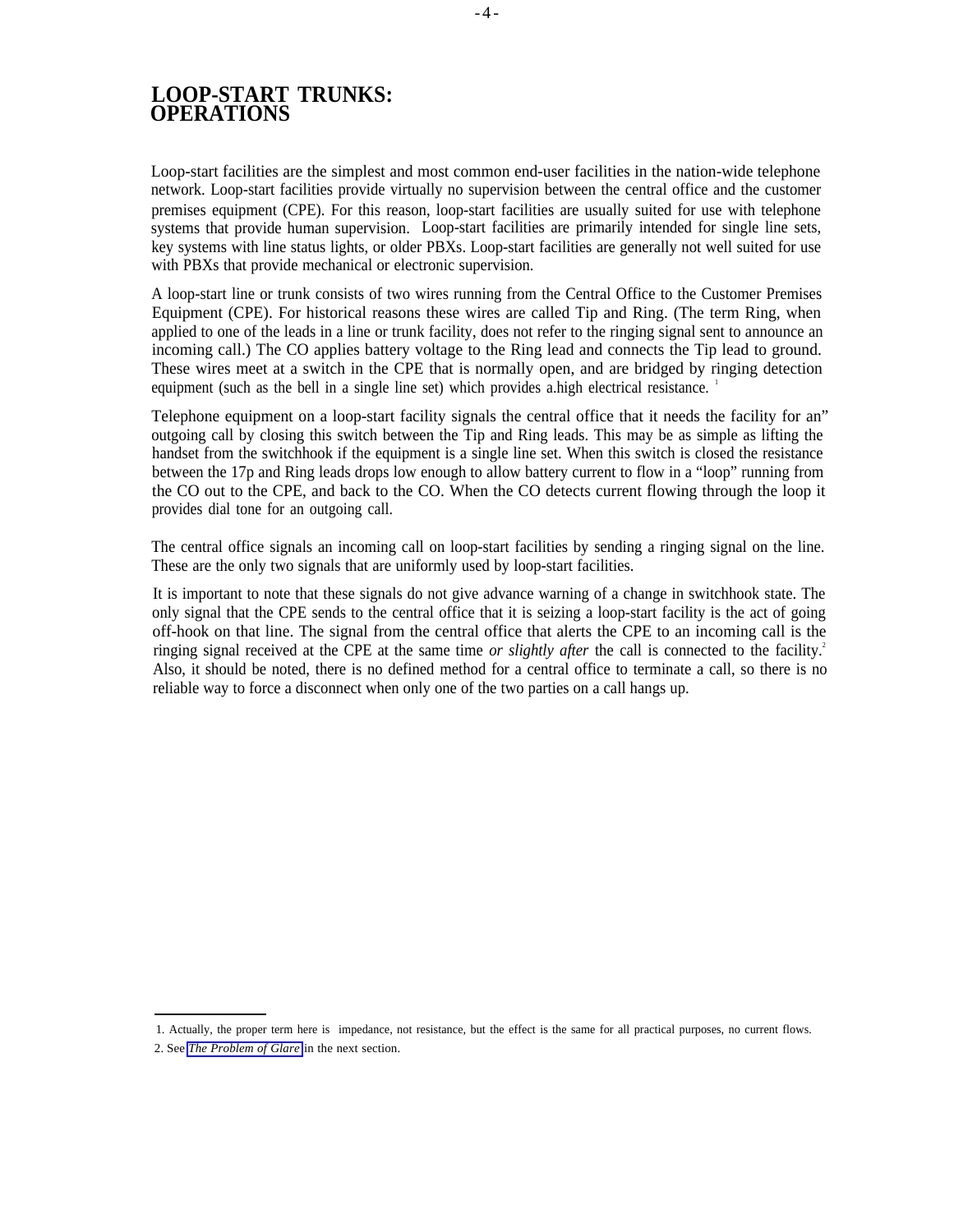# LOOP-START TRUNKS: OPERATIONS

Loop-start facilities are the simplest and most common end-user facilities in the nation-wide telephone network. Loop-start facilities provide virtually no supervision between the central office and the customer premises equipment (CPE). For this reason, loop-start facilities are usually suited for use with telephone systems that provide human supervision. Loop-start facilities are primarily intended for single line sets, key systems with line status lights, or older PBXs. Loop-start facilities are generally not well suited for use with PBXs that provide mechanical or electronic supervision.

A loop-start line or trunk consists of two wires running from the Central Office to the Customer Premises Equipment (CPE). For historical reasons these wires are called Tip and Ring. (The term Ring, when applied to one of the leads in a line or trunk facility, does not refer to the ringing signal sent to announce an incoming call.) The CO applies battery voltage to the Ring lead and connects the Tip lead to ground. These wires meet at a switch in the CPE that is normally open, and are bridged by ringing detection equipment (such as the bell in a single line set) which provides a.high electrical resistance. [1]

Telephone equipment on a loop-start facility signals the central office that it needs the facility for an" outgoing call by closing this switch between the Tip and Ring leads. This may be as simple as lifting the handset from the switchhook if the equipment is a single line set. When this switch is closed the resistance between the 17p and Ring leads drops low enough to allow battery current to flow in a "loop" running from the CO out to the CPE, and back to the CO. When the CO detects current flowing through the loop it provides dial tone for an outgoing call.

The central office signals an incoming call on loop-start facilities by sending a ringing signal on the line. These are the only two signals that are uniformly used by loop-start facilities.

It is important to note that these signals do not give advance warning of a change in switchhook state. The only signal that the CPE sends to the central office that it is seizing a loop-start facility is the act of going off-hook on that line. The signal from the central office that alerts the CPE to an incoming call is the ringing signal received at the CPE at the same time *or slightly after* the call is connected to the facility.[2] Also, it should be noted, there is no defined method for a central office to terminate a call, so there is no reliable way to force a disconnect when only one of the two parties on a call hangs up.

---

1. Actually, the proper term here is impedance, not resistance, but the effect is the same for all practical purposes, no current flows.
2. See *The Problem of Glare* in the next section.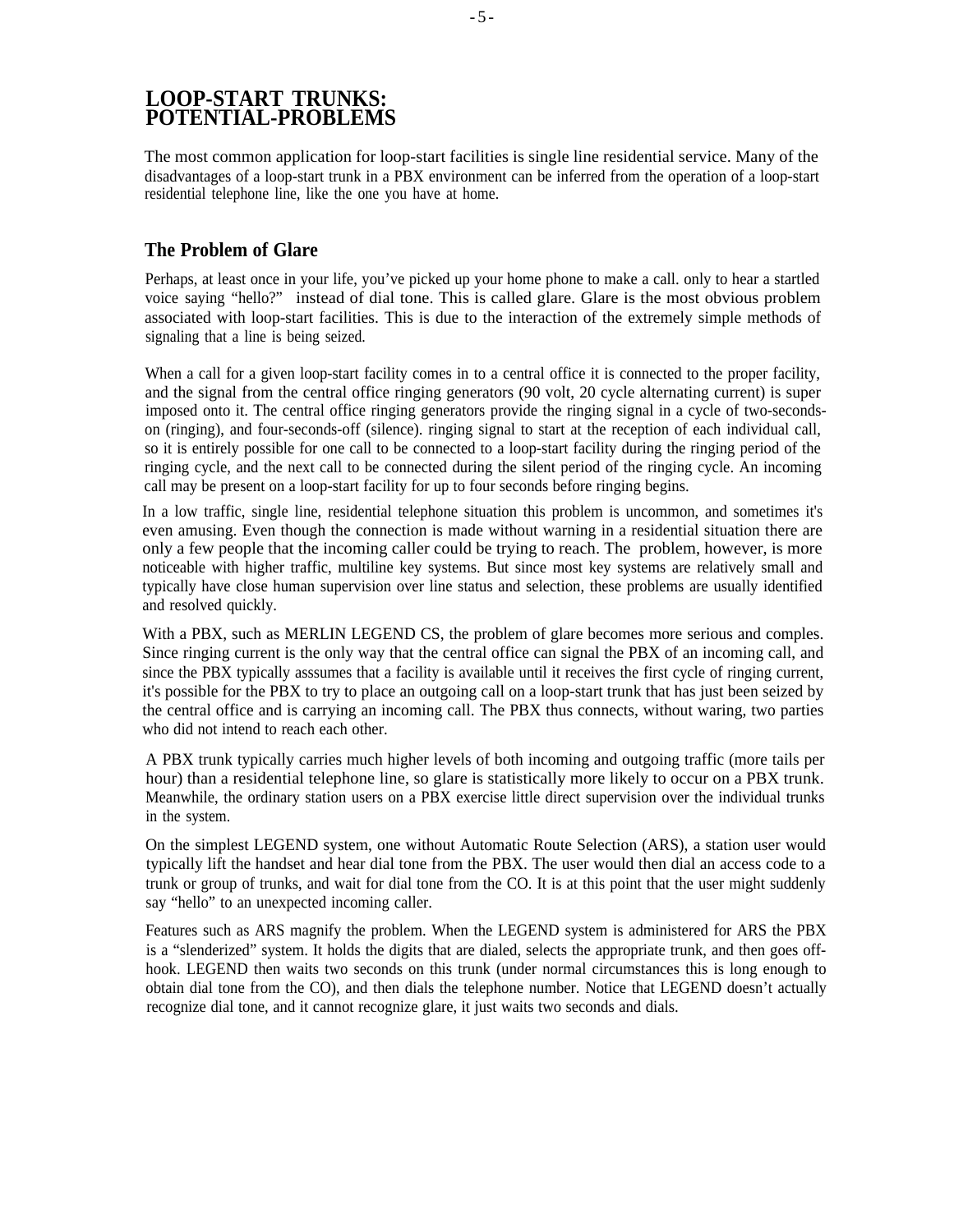# LOOP-START TRUNKS: POTENTIAL-PROBLEMS

The most common application for loop-start facilities is single line residential service. Many of the disadvantages of a loop-start trunk in a PBX environment can be inferred from the operation of a loop-start residential telephone line, like the one you have at home.

## The Problem of Glare

Perhaps, at least once in your life, you've picked up your home phone to make a call. only to hear a startled voice saying "hello?" instead of dial tone. This is called glare. Glare is the most obvious problem associated with loop-start facilities. This is due to the interaction of the extremely simple methods of signaling that a line is being seized.

When a call for a given loop-start facility comes in to a central office it is connected to the proper facility, and the signal from the central office ringing generators (90 volt, 20 cycle alternating current) is super imposed onto it. The central office ringing generators provide the ringing signal in a cycle of two-seconds-on (ringing), and four-seconds-off (silence). ringing signal to start at the reception of each individual call, so it is entirely possible for one call to be connected to a loop-start facility during the ringing period of the ringing cycle, and the next call to be connected during the silent period of the ringing cycle. An incoming call may be present on a loop-start facility for up to four seconds before ringing begins.

In a low traffic, single line, residential telephone situation this problem is uncommon, and sometimes it's even amusing. Even though the connection is made without warning in a residential situation there are only a few people that the incoming caller could be trying to reach. The problem, however, is more noticeable with higher traffic, multiline key systems. But since most key systems are relatively small and typically have close human supervision over line status and selection, these problems are usually identified and resolved quickly.

With a PBX, such as MERLIN LEGEND CS, the problem of glare becomes more serious and comples. Since ringing current is the only way that the central office can signal the PBX of an incoming call, and since the PBX typically asssumes that a facility is available until it receives the first cycle of ringing current, it's possible for the PBX to try to place an outgoing call on a loop-start trunk that has just been seized by the central office and is carrying an incoming call. The PBX thus connects, without waring, two parties who did not intend to reach each other.

A PBX trunk typically carries much higher levels of both incoming and outgoing traffic (more tails per hour) than a residential telephone line, so glare is statistically more likely to occur on a PBX trunk. Meanwhile, the ordinary station users on a PBX exercise little direct supervision over the individual trunks in the system.

On the simplest LEGEND system, one without Automatic Route Selection (ARS), a station user would typically lift the handset and hear dial tone from the PBX. The user would then dial an access code to a trunk or group of trunks, and wait for dial tone from the CO. It is at this point that the user might suddenly say "hello" to an unexpected incoming caller.

Features such as ARS magnify the problem. When the LEGEND system is administered for ARS the PBX is a "slenderized" system. It holds the digits that are dialed, selects the appropriate trunk, and then goes off-hook. LEGEND then waits two seconds on this trunk (under normal circumstances this is long enough to obtain dial tone from the CO), and then dials the telephone number. Notice that LEGEND doesn't actually recognize dial tone, and it cannot recognize glare, it just waits two seconds and dials.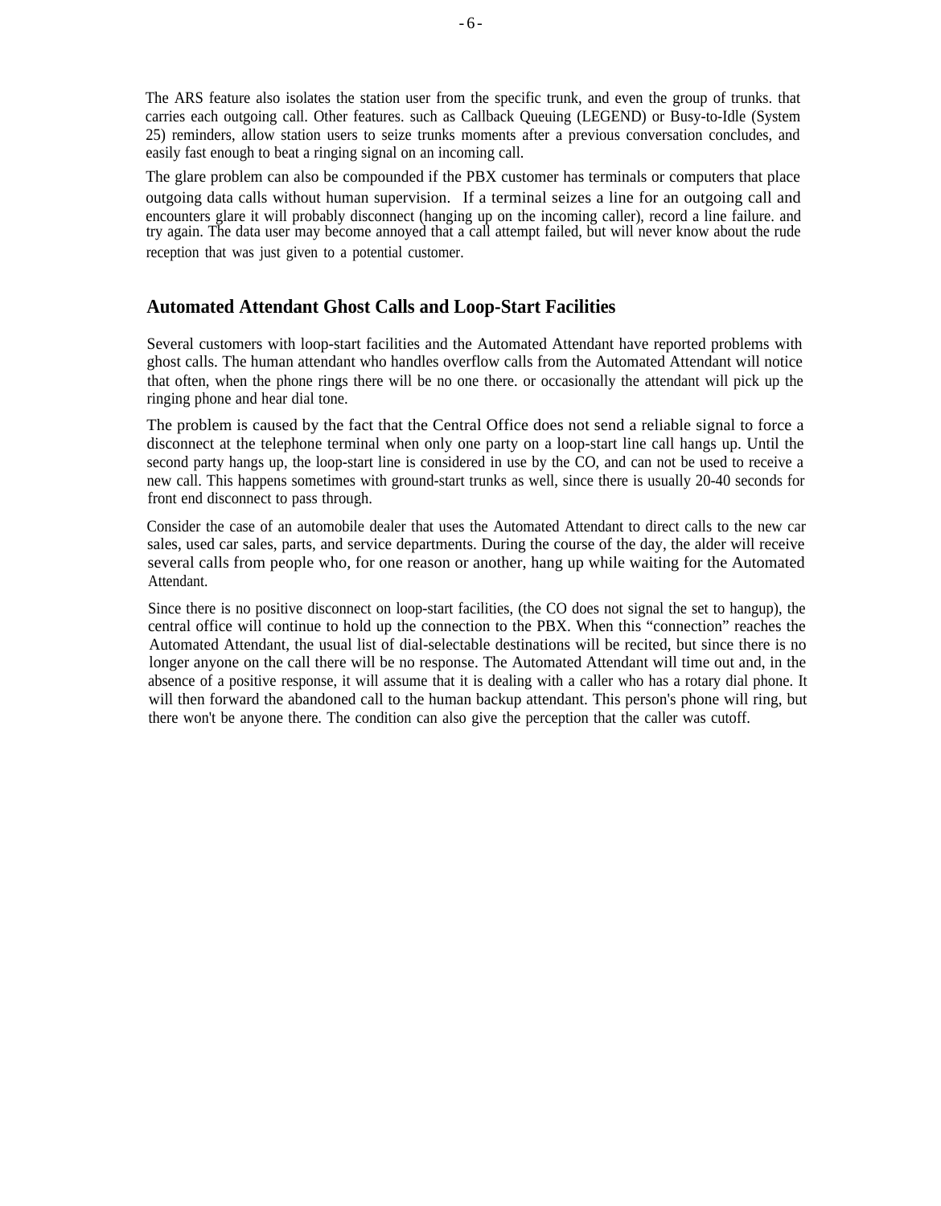The ARS feature also isolates the station user from the specific trunk, and even the group of trunks. that carries each outgoing call. Other features. such as Callback Queuing (LEGEND) or Busy-to-Idle (System 25) reminders, allow station users to seize trunks moments after a previous conversation concludes, and easily fast enough to beat a ringing signal on an incoming call.

The glare problem can also be compounded if the PBX customer has terminals or computers that place outgoing data calls without human supervision. If a terminal seizes a line for an outgoing call and encounters glare it will probably disconnect (hanging up on the incoming caller), record a line failure. and try again. The data user may become annoyed that a call attempt failed, but will never know about the rude reception that was just given to a potential customer.

## Automated Attendant Ghost Calls and Loop-Start Facilities

Several customers with loop-start facilities and the Automated Attendant have reported problems with ghost calls. The human attendant who handles overflow calls from the Automated Attendant will notice that often, when the phone rings there will be no one there. or occasionally the attendant will pick up the ringing phone and hear dial tone.

The problem is caused by the fact that the Central Office does not send a reliable signal to force a disconnect at the telephone terminal when only one party on a loop-start line call hangs up. Until the second party hangs up, the loop-start line is considered in use by the CO, and can not be used to receive a new call. This happens sometimes with ground-start trunks as well, since there is usually 20-40 seconds for front end disconnect to pass through.

Consider the case of an automobile dealer that uses the Automated Attendant to direct calls to the new car sales, used car sales, parts, and service departments. During the course of the day, the alder will receive several calls from people who, for one reason or another, hang up while waiting for the Automated Attendant.

Since there is no positive disconnect on loop-start facilities, (the CO does not signal the set to hangup), the central office will continue to hold up the connection to the PBX. When this “connection” reaches the Automated Attendant, the usual list of dial-selectable destinations will be recited, but since there is no longer anyone on the call there will be no response. The Automated Attendant will time out and, in the absence of a positive response, it will assume that it is dealing with a caller who has a rotary dial phone. It will then forward the abandoned call to the human backup attendant. This person's phone will ring, but there won't be anyone there. The condition can also give the perception that the caller was cutoff.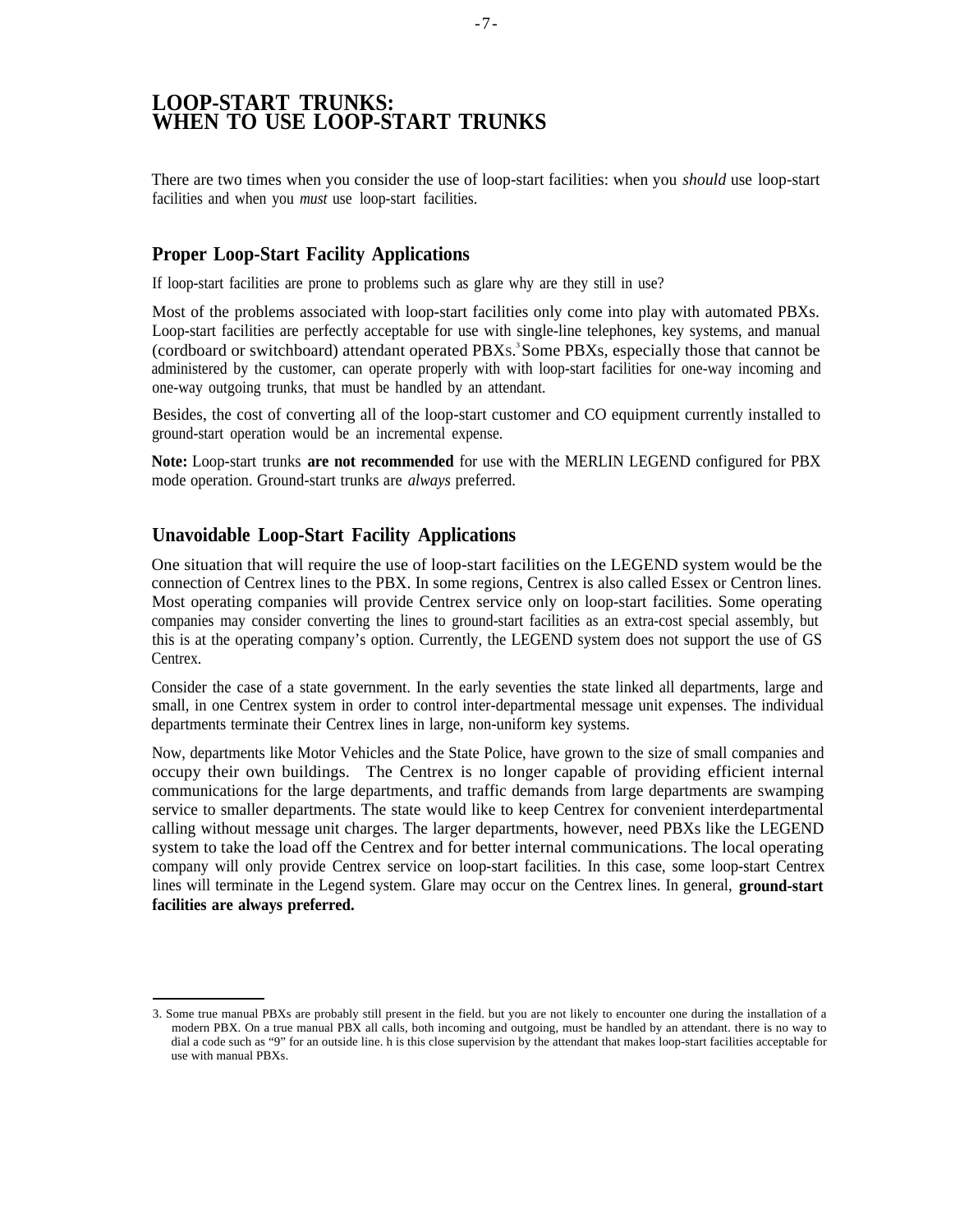# LOOP-START TRUNKS: WHEN TO USE LOOP-START TRUNKS

There are two times when you consider the use of loop-start facilities: when you *should* use loop-start facilities and when you *must* use loop-start facilities.

## Proper Loop-Start Facility Applications

If loop-start facilities are prone to problems such as glare why are they still in use?

Most of the problems associated with loop-start facilities only come into play with automated PBXs. Loop-start facilities are perfectly acceptable for use with single-line telephones, key systems, and manual (cordboard or switchboard) attendant operated PBXs.[3] Some PBXs, especially those that cannot be administered by the customer, can operate properly with with loop-start facilities for one-way incoming and one-way outgoing trunks, that must be handled by an attendant.

Besides, the cost of converting all of the loop-start customer and CO equipment currently installed to ground-start operation would be an incremental expense.

**Note:** Loop-start trunks **are not recommended** for use with the MERLIN LEGEND configured for PBX mode operation. Ground-start trunks are *always* preferred.

## Unavoidable Loop-Start Facility Applications

One situation that will require the use of loop-start facilities on the LEGEND system would be the connection of Centrex lines to the PBX. In some regions, Centrex is also called Essex or Centron lines. Most operating companies will provide Centrex service only on loop-start facilities. Some operating companies may consider converting the lines to ground-start facilities as an extra-cost special assembly, but this is at the operating company's option. Currently, the LEGEND system does not support the use of GS Centrex.

Consider the case of a state government. In the early seventies the state linked all departments, large and small, in one Centrex system in order to control inter-departmental message unit expenses. The individual departments terminate their Centrex lines in large, non-uniform key systems.

Now, departments like Motor Vehicles and the State Police, have grown to the size of small companies and occupy their own buildings. The Centrex is no longer capable of providing efficient internal communications for the large departments, and traffic demands from large departments are swamping service to smaller departments. The state would like to keep Centrex for convenient interdepartmental calling without message unit charges. The larger departments, however, need PBXs like the LEGEND system to take the load off the Centrex and for better internal communications. The local operating company will only provide Centrex service on loop-start facilities. In this case, some loop-start Centrex lines will terminate in the Legend system. Glare may occur on the Centrex lines. In general, **ground-start facilities are always preferred.**

---

3. Some true manual PBXs are probably still present in the field. but you are not likely to encounter one during the installation of a modern PBX. On a true manual PBX all calls, both incoming and outgoing, must be handled by an attendant. there is no way to dial a code such as "9" for an outside line. h is this close supervision by the attendant that makes loop-start facilities acceptable for use with manual PBXs.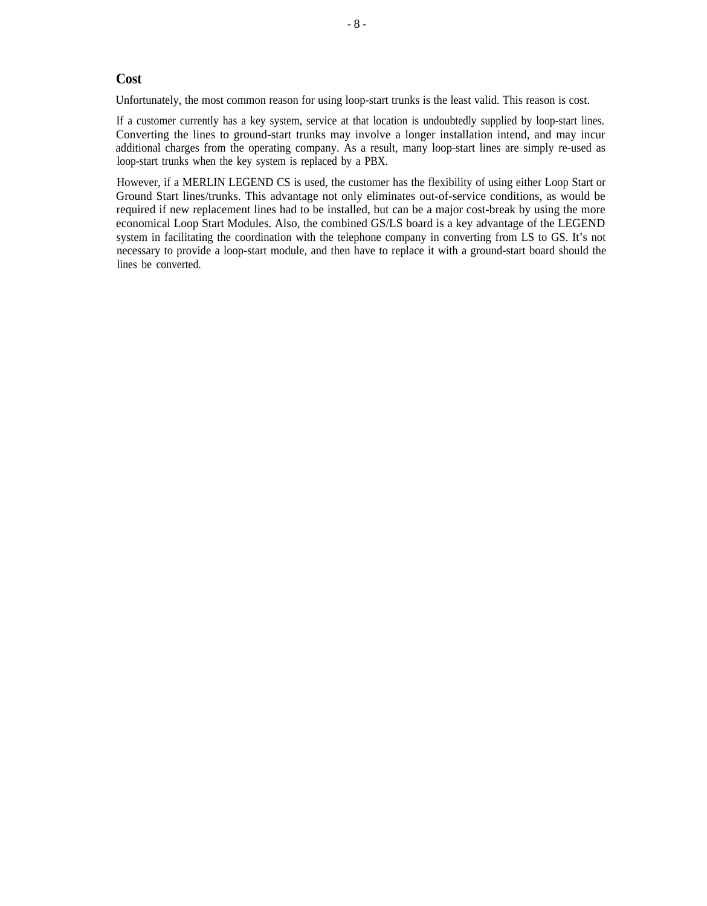## Cost

Unfortunately, the most common reason for using loop-start trunks is the least valid. This reason is cost.

If a customer currently has a key system, service at that location is undoubtedly supplied by loop-start lines. Converting the lines to ground-start trunks may involve a longer installation intend, and may incur additional charges from the operating company. As a result, many loop-start lines are simply re-used as loop-start trunks when the key system is replaced by a PBX.

However, if a MERLIN LEGEND CS is used, the customer has the flexibility of using either Loop Start or Ground Start lines/trunks. This advantage not only eliminates out-of-service conditions, as would be required if new replacement lines had to be installed, but can be a major cost-break by using the more economical Loop Start Modules. Also, the combined GS/LS board is a key advantage of the LEGEND system in facilitating the coordination with the telephone company in converting from LS to GS. It's not necessary to provide a loop-start module, and then have to replace it with a ground-start board should the lines be converted.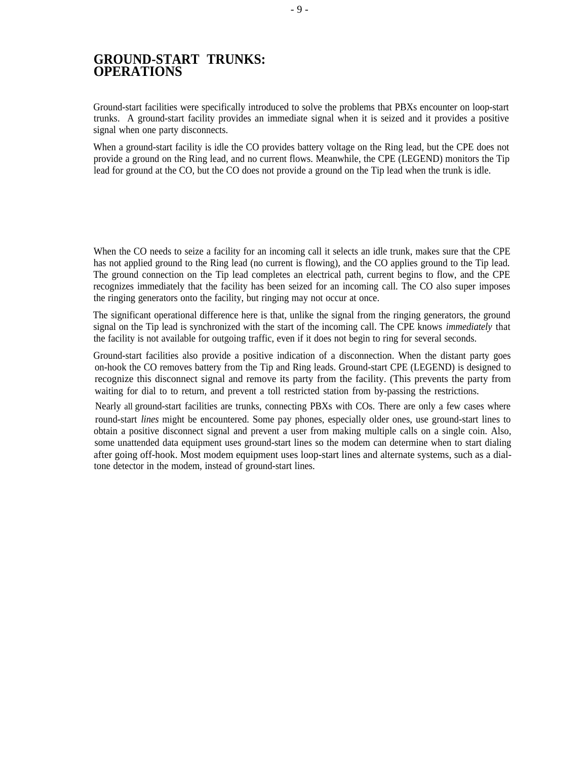# GROUND-START TRUNKS: OPERATIONS

Ground-start facilities were specifically introduced to solve the problems that PBXs encounter on loop-start trunks. A ground-start facility provides an immediate signal when it is seized and it provides a positive signal when one party disconnects.

When a ground-start facility is idle the CO provides battery voltage on the Ring lead, but the CPE does not provide a ground on the Ring lead, and no current flows. Meanwhile, the CPE (LEGEND) monitors the Tip lead for ground at the CO, but the CO does not provide a ground on the Tip lead when the trunk is idle.

When the CO needs to seize a facility for an incoming call it selects an idle trunk, makes sure that the CPE has not applied ground to the Ring lead (no current is flowing), and the CO applies ground to the Tip lead. The ground connection on the Tip lead completes an electrical path, current begins to flow, and the CPE recognizes immediately that the facility has been seized for an incoming call. The CO also super imposes the ringing generators onto the facility, but ringing may not occur at once.

The significant operational difference here is that, unlike the signal from the ringing generators, the ground signal on the Tip lead is synchronized with the start of the incoming call. The CPE knows *immediately* that the facility is not available for outgoing traffic, even if it does not begin to ring for several seconds.

Ground-start facilities also provide a positive indication of a disconnection. When the distant party goes on-hook the CO removes battery from the Tip and Ring leads. Ground-start CPE (LEGEND) is designed to recognize this disconnect signal and remove its party from the facility. (This prevents the party from waiting for dial to to return, and prevent a toll restricted station from by-passing the restrictions.

Nearly all ground-start facilities are trunks, connecting PBXs with COs. There are only a few cases where round-start *lines* might be encountered. Some pay phones, especially older ones, use ground-start lines to obtain a positive disconnect signal and prevent a user from making multiple calls on a single coin. Also, some unattended data equipment uses ground-start lines so the modem can determine when to start dialing after going off-hook. Most modem equipment uses loop-start lines and alternate systems, such as a dial-tone detector in the modem, instead of ground-start lines.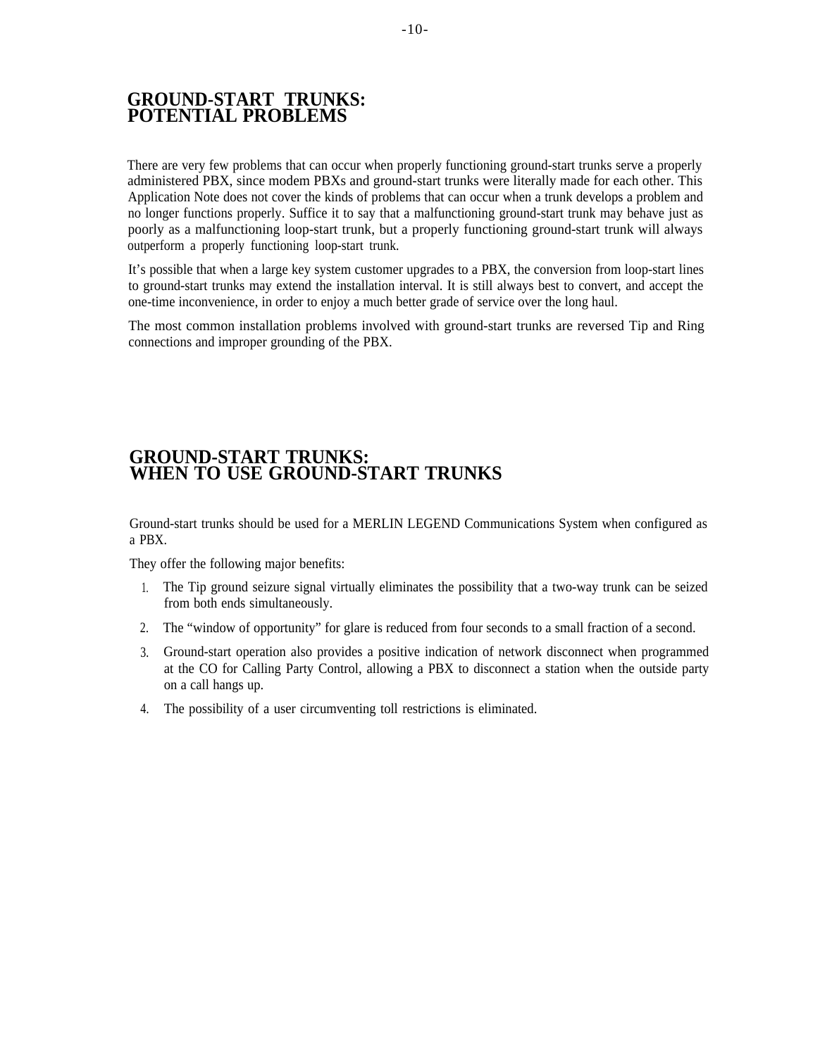## GROUND-START TRUNKS: POTENTIAL PROBLEMS

There are very few problems that can occur when properly functioning ground-start trunks serve a properly administered PBX, since modem PBXs and ground-start trunks were literally made for each other. This Application Note does not cover the kinds of problems that can occur when a trunk develops a problem and no longer functions properly. Suffice it to say that a malfunctioning ground-start trunk may behave just as poorly as a malfunctioning loop-start trunk, but a properly functioning ground-start trunk will always outperform a properly functioning loop-start trunk.

It's possible that when a large key system customer upgrades to a PBX, the conversion from loop-start lines to ground-start trunks may extend the installation interval. It is still always best to convert, and accept the one-time inconvenience, in order to enjoy a much better grade of service over the long haul.

The most common installation problems involved with ground-start trunks are reversed Tip and Ring connections and improper grounding of the PBX.

## GROUND-START TRUNKS: WHEN TO USE GROUND-START TRUNKS

Ground-start trunks should be used for a MERLIN LEGEND Communications System when configured as a PBX.

They offer the following major benefits:

1. The Tip ground seizure signal virtually eliminates the possibility that a two-way trunk can be seized from both ends simultaneously.
2. The "window of opportunity" for glare is reduced from four seconds to a small fraction of a second.
3. Ground-start operation also provides a positive indication of network disconnect when programmed at the CO for Calling Party Control, allowing a PBX to disconnect a station when the outside party on a call hangs up.
4. The possibility of a user circumventing toll restrictions is eliminated.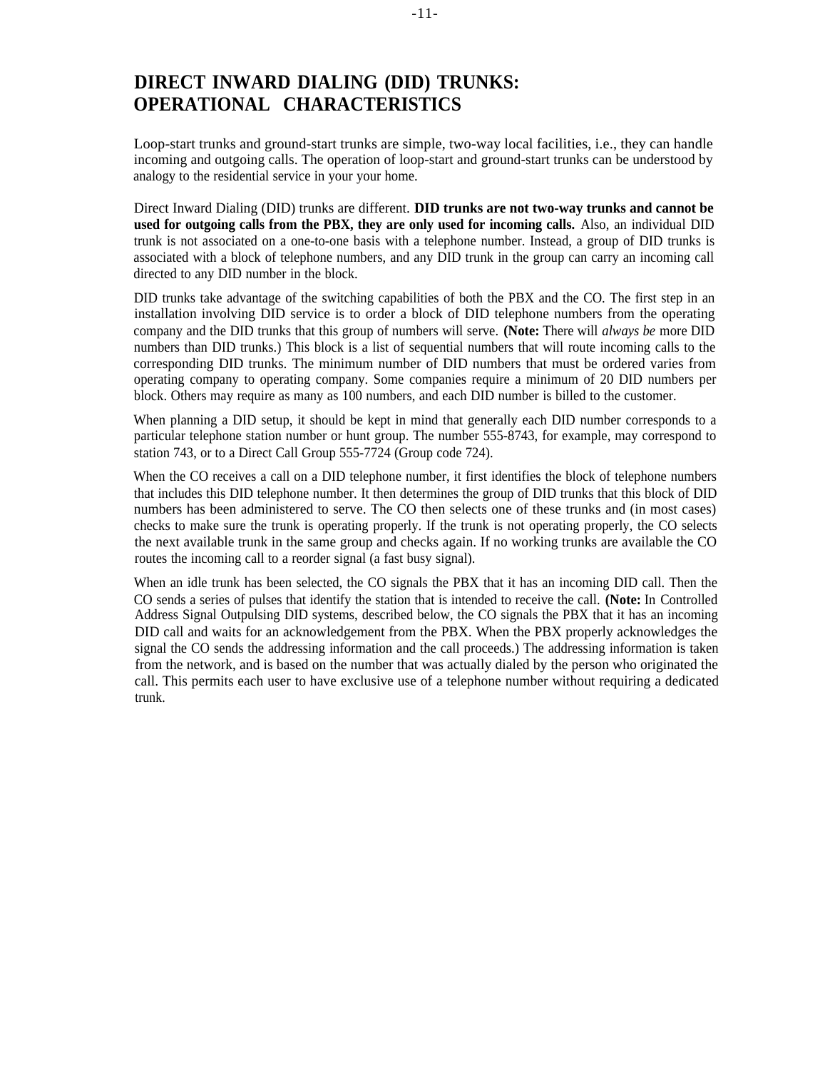# DIRECT INWARD DIALING (DID) TRUNKS: OPERATIONAL CHARACTERISTICS

Loop-start trunks and ground-start trunks are simple, two-way local facilities, i.e., they can handle incoming and outgoing calls. The operation of loop-start and ground-start trunks can be understood by analogy to the residential service in your your home.

Direct Inward Dialing (DID) trunks are different. **DID trunks are not two-way trunks and cannot be used for outgoing calls from the PBX, they are only used for incoming calls.** Also, an individual DID trunk is not associated on a one-to-one basis with a telephone number. Instead, a group of DID trunks is associated with a block of telephone numbers, and any DID trunk in the group can carry an incoming call directed to any DID number in the block.

DID trunks take advantage of the switching capabilities of both the PBX and the CO. The first step in an installation involving DID service is to order a block of DID telephone numbers from the operating company and the DID trunks that this group of numbers will serve. **(Note:** There will *always be* more DID numbers than DID trunks.) This block is a list of sequential numbers that will route incoming calls to the corresponding DID trunks. The minimum number of DID numbers that must be ordered varies from operating company to operating company. Some companies require a minimum of 20 DID numbers per block. Others may require as many as 100 numbers, and each DID number is billed to the customer.

When planning a DID setup, it should be kept in mind that generally each DID number corresponds to a particular telephone station number or hunt group. The number 555-8743, for example, may correspond to station 743, or to a Direct Call Group 555-7724 (Group code 724).

When the CO receives a call on a DID telephone number, it first identifies the block of telephone numbers that includes this DID telephone number. It then determines the group of DID trunks that this block of DID numbers has been administered to serve. The CO then selects one of these trunks and (in most cases) checks to make sure the trunk is operating properly. If the trunk is not operating properly, the CO selects the next available trunk in the same group and checks again. If no working trunks are available the CO routes the incoming call to a reorder signal (a fast busy signal).

When an idle trunk has been selected, the CO signals the PBX that it has an incoming DID call. Then the CO sends a series of pulses that identify the station that is intended to receive the call. **(Note:** In Controlled Address Signal Outpulsing DID systems, described below, the CO signals the PBX that it has an incoming DID call and waits for an acknowledgement from the PBX. When the PBX properly acknowledges the signal the CO sends the addressing information and the call proceeds.) The addressing information is taken from the network, and is based on the number that was actually dialed by the person who originated the call. This permits each user to have exclusive use of a telephone number without requiring a dedicated trunk.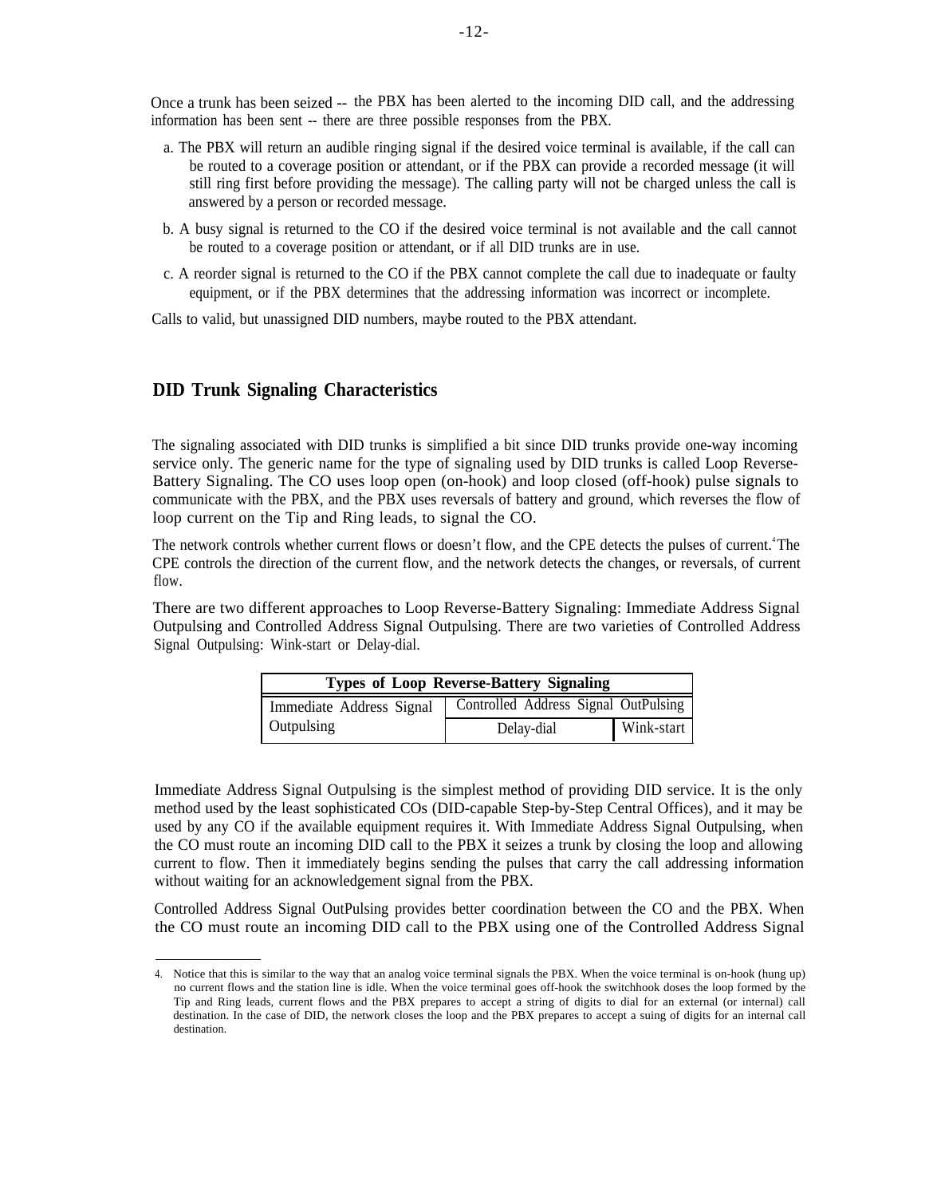Once a trunk has been seized -- the PBX has been alerted to the incoming DID call, and the addressing information has been sent -- there are three possible responses from the PBX.

a. The PBX will return an audible ringing signal if the desired voice terminal is available, if the call can be routed to a coverage position or attendant, or if the PBX can provide a recorded message (it will still ring first before providing the message). The calling party will not be charged unless the call is answered by a person or recorded message.

b. A busy signal is returned to the CO if the desired voice terminal is not available and the call cannot be routed to a coverage position or attendant, or if all DID trunks are in use.

c. A reorder signal is returned to the CO if the PBX cannot complete the call due to inadequate or faulty equipment, or if the PBX determines that the addressing information was incorrect or incomplete.

Calls to valid, but unassigned DID numbers, maybe routed to the PBX attendant.

## DID Trunk Signaling Characteristics

The signaling associated with DID trunks is simplified a bit since DID trunks provide one-way incoming service only. The generic name for the type of signaling used by DID trunks is called Loop Reverse-Battery Signaling. The CO uses loop open (on-hook) and loop closed (off-hook) pulse signals to communicate with the PBX, and the PBX uses reversals of battery and ground, which reverses the flow of loop current on the Tip and Ring leads, to signal the CO.

The network controls whether current flows or doesn't flow, and the CPE detects the pulses of current.[4] The CPE controls the direction of the current flow, and the network detects the changes, or reversals, of current flow.

There are two different approaches to Loop Reverse-Battery Signaling: Immediate Address Signal Outpulsing and Controlled Address Signal Outpulsing. There are two varieties of Controlled Address Signal Outpulsing: Wink-start or Delay-dial.

| Types of Loop Reverse-Battery Signaling | | |
|---|---|---|
| Immediate Address Signal Outpulsing | Controlled Address Signal OutPulsing | |
| | Delay-dial | Wink-start |

Immediate Address Signal Outpulsing is the simplest method of providing DID service. It is the only method used by the least sophisticated COs (DID-capable Step-by-Step Central Offices), and it may be used by any CO if the available equipment requires it. With Immediate Address Signal Outpulsing, when the CO must route an incoming DID call to the PBX it seizes a trunk by closing the loop and allowing current to flow. Then it immediately begins sending the pulses that carry the call addressing information without waiting for an acknowledgement signal from the PBX.

Controlled Address Signal OutPulsing provides better coordination between the CO and the PBX. When the CO must route an incoming DID call to the PBX using one of the Controlled Address Signal

---

4. Notice that this is similar to the way that an analog voice terminal signals the PBX. When the voice terminal is on-hook (hung up) no current flows and the station line is idle. When the voice terminal goes off-hook the switchhook doses the loop formed by the Tip and Ring leads, current flows and the PBX prepares to accept a string of digits to dial for an external (or internal) call destination. In the case of DID, the network closes the loop and the PBX prepares to accept a suing of digits for an internal call destination.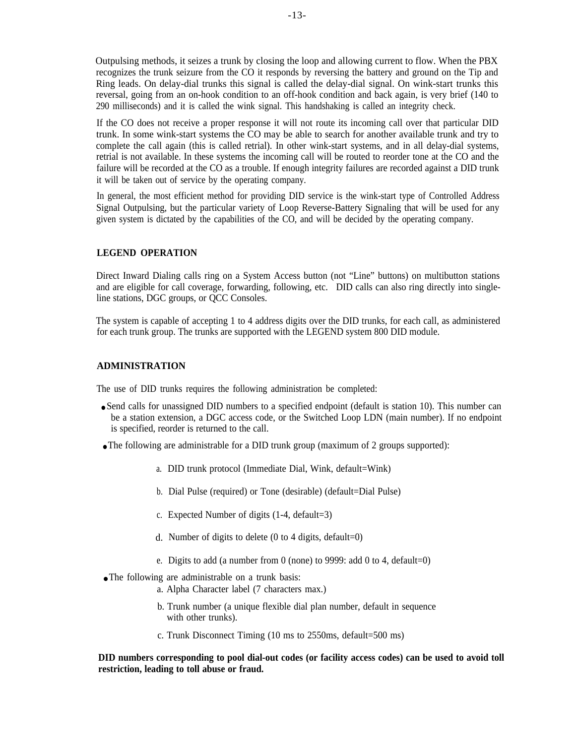Outpulsing methods, it seizes a trunk by closing the loop and allowing current to flow. When the PBX recognizes the trunk seizure from the CO it responds by reversing the battery and ground on the Tip and Ring leads. On delay-dial trunks this signal is called the delay-dial signal. On wink-start trunks this reversal, going from an on-hook condition to an off-hook condition and back again, is very brief (140 to 290 milliseconds) and it is called the wink signal. This handshaking is called an integrity check.

If the CO does not receive a proper response it will not route its incoming call over that particular DID trunk. In some wink-start systems the CO may be able to search for another available trunk and try to complete the call again (this is called retrial). In other wink-start systems, and in all delay-dial systems, retrial is not available. In these systems the incoming call will be routed to reorder tone at the CO and the failure will be recorded at the CO as a trouble. If enough integrity failures are recorded against a DID trunk it will be taken out of service by the operating company.

In general, the most efficient method for providing DID service is the wink-start type of Controlled Address Signal Outpulsing, but the particular variety of Loop Reverse-Battery Signaling that will be used for any given system is dictated by the capabilities of the CO, and will be decided by the operating company.

## LEGEND OPERATION

Direct Inward Dialing calls ring on a System Access button (not “Line” buttons) on multibutton stations and are eligible for call coverage, forwarding, following, etc. DID calls can also ring directly into single-line stations, DGC groups, or QCC Consoles.

The system is capable of accepting 1 to 4 address digits over the DID trunks, for each call, as administered for each trunk group. The trunks are supported with the LEGEND system 800 DID module.

## ADMINISTRATION

The use of DID trunks requires the following administration be completed:

- Send calls for unassigned DID numbers to a specified endpoint (default is station 10). This number can be a station extension, a DGC access code, or the Switched Loop LDN (main number). If no endpoint is specified, reorder is returned to the call.
- The following are administrable for a DID trunk group (maximum of 2 groups supported):

  a. DID trunk protocol (Immediate Dial, Wink, default=Wink)

  b. Dial Pulse (required) or Tone (desirable) (default=Dial Pulse)

  c. Expected Number of digits (1-4, default=3)

  d. Number of digits to delete (0 to 4 digits, default=0)

  e. Digits to add (a number from 0 (none) to 9999: add 0 to 4, default=0)

- The following are administrable on a trunk basis:

  a. Alpha Character label (7 characters max.)

  b. Trunk number (a unique flexible dial plan number, default in sequence with other trunks).

  c. Trunk Disconnect Timing (10 ms to 2550ms, default=500 ms)

**DID numbers corresponding to pool dial-out codes (or facility access codes) can be used to avoid toll restriction, leading to toll abuse or fraud.**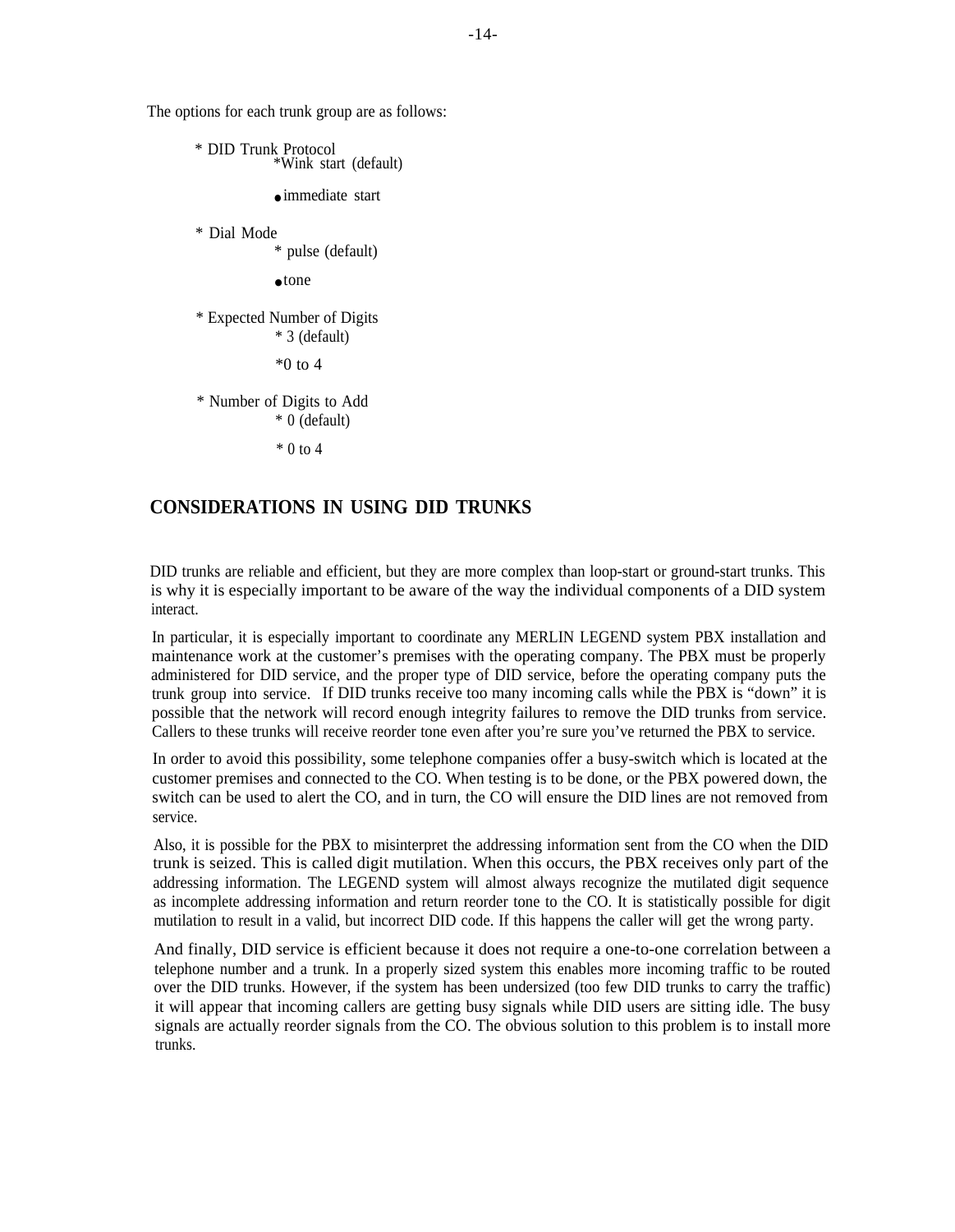The options for each trunk group are as follows:

- DID Trunk Protocol
  - Wink start (default)
  - immediate start
- Dial Mode
  - pulse (default)
  - tone
- Expected Number of Digits
  - 3 (default)
  - 0 to 4
- Number of Digits to Add
  - 0 (default)
  - 0 to 4

## CONSIDERATIONS IN USING DID TRUNKS

DID trunks are reliable and efficient, but they are more complex than loop-start or ground-start trunks. This is why it is especially important to be aware of the way the individual components of a DID system interact.

In particular, it is especially important to coordinate any MERLIN LEGEND system PBX installation and maintenance work at the customer's premises with the operating company. The PBX must be properly administered for DID service, and the proper type of DID service, before the operating company puts the trunk group into service. If DID trunks receive too many incoming calls while the PBX is "down" it is possible that the network will record enough integrity failures to remove the DID trunks from service. Callers to these trunks will receive reorder tone even after you're sure you've returned the PBX to service.

In order to avoid this possibility, some telephone companies offer a busy-switch which is located at the customer premises and connected to the CO. When testing is to be done, or the PBX powered down, the switch can be used to alert the CO, and in turn, the CO will ensure the DID lines are not removed from service.

Also, it is possible for the PBX to misinterpret the addressing information sent from the CO when the DID trunk is seized. This is called digit mutilation. When this occurs, the PBX receives only part of the addressing information. The LEGEND system will almost always recognize the mutilated digit sequence as incomplete addressing information and return reorder tone to the CO. It is statistically possible for digit mutilation to result in a valid, but incorrect DID code. If this happens the caller will get the wrong party.

And finally, DID service is efficient because it does not require a one-to-one correlation between a telephone number and a trunk. In a properly sized system this enables more incoming traffic to be routed over the DID trunks. However, if the system has been undersized (too few DID trunks to carry the traffic) it will appear that incoming callers are getting busy signals while DID users are sitting idle. The busy signals are actually reorder signals from the CO. The obvious solution to this problem is to install more trunks.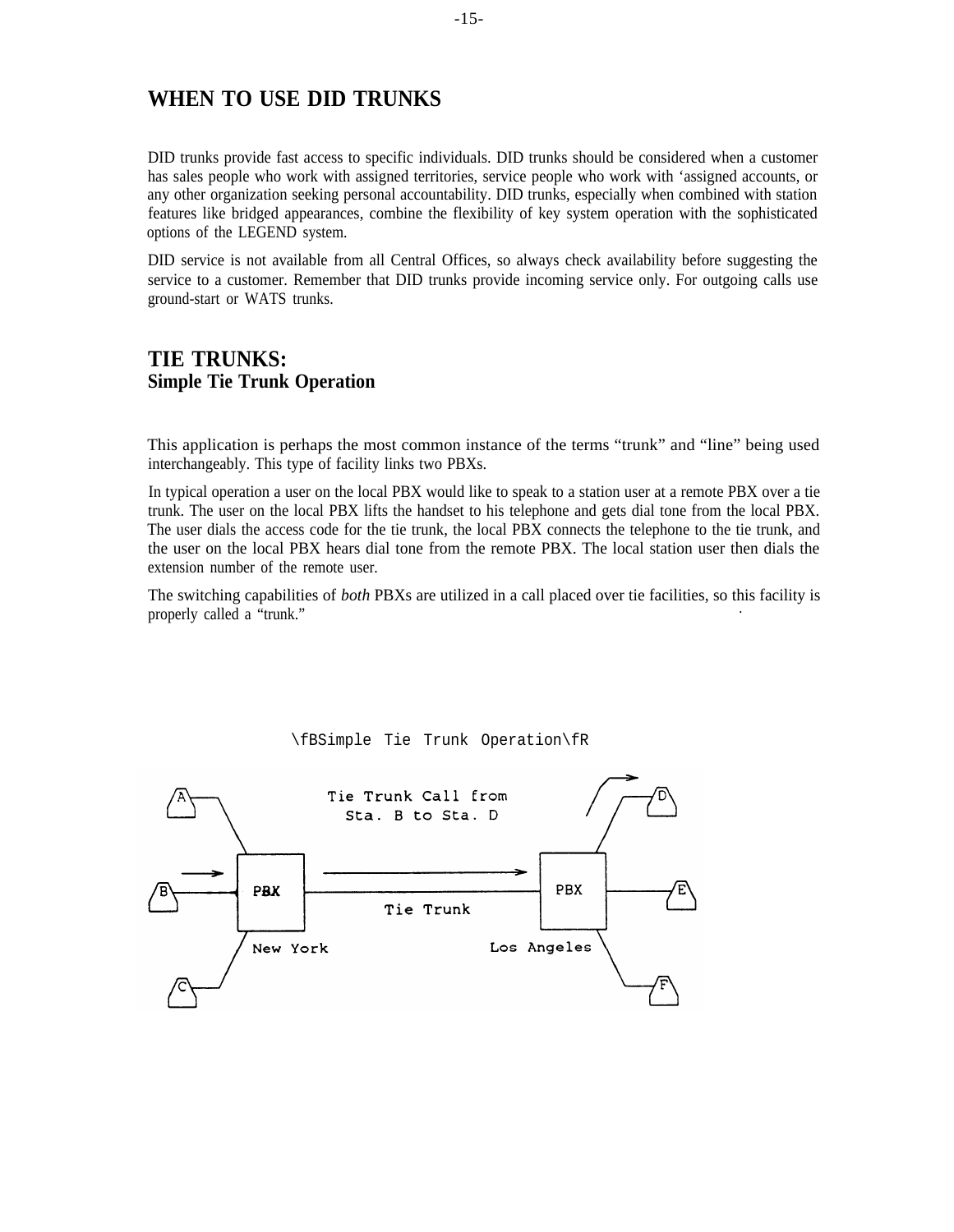## WHEN TO USE DID TRUNKS

DID trunks provide fast access to specific individuals. DID trunks should be considered when a customer has sales people who work with assigned territories, service people who work with 'assigned accounts, or any other organization seeking personal accountability. DID trunks, especially when combined with station features like bridged appearances, combine the flexibility of key system operation with the sophisticated options of the LEGEND system.

DID service is not available from all Central Offices, so always check availability before suggesting the service to a customer. Remember that DID trunks provide incoming service only. For outgoing calls use ground-start or WATS trunks.

## TIE TRUNKS:

### Simple Tie Trunk Operation

This application is perhaps the most common instance of the terms "trunk" and "line" being used interchangeably. This type of facility links two PBXs.

In typical operation a user on the local PBX would like to speak to a station user at a remote PBX over a tie trunk. The user on the local PBX lifts the handset to his telephone and gets dial tone from the local PBX. The user dials the access code for the tie trunk, the local PBX connects the telephone to the tie trunk, and the user on the local PBX hears dial tone from the remote PBX. The local station user then dials the extension number of the remote user.

The switching capabilities of *both* PBXs are utilized in a call placed over tie facilities, so this facility is properly called a "trunk."

\fBSimple Tie Trunk Operation\fR

Tie Trunk Call from Sta. B to Sta. D

A, B, C — PBX (New York) — Tie Trunk — PBX (Los Angeles) — D, E, F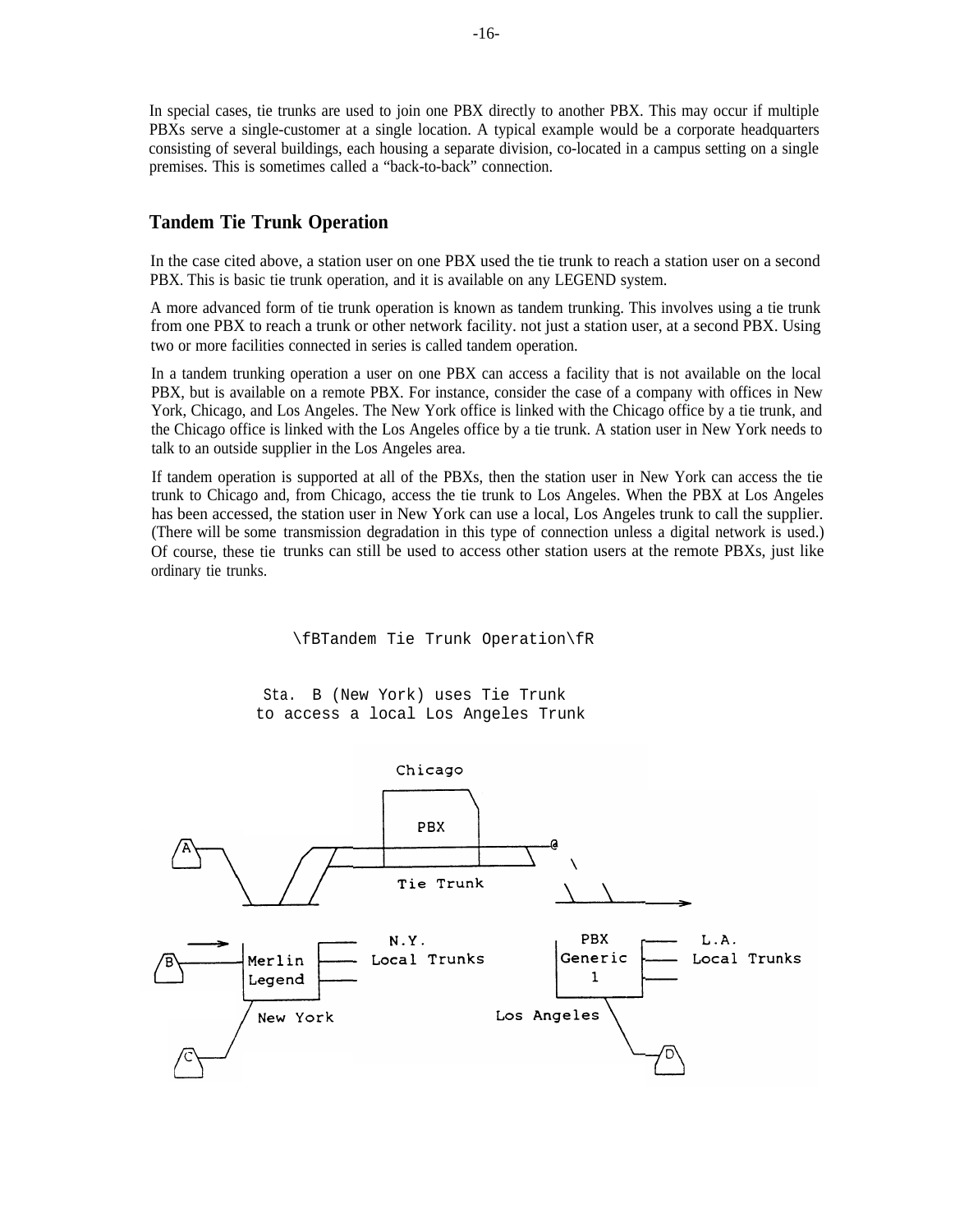In special cases, tie trunks are used to join one PBX directly to another PBX. This may occur if multiple PBXs serve a single-customer at a single location. A typical example would be a corporate headquarters consisting of several buildings, each housing a separate division, co-located in a campus setting on a single premises. This is sometimes called a "back-to-back" connection.

## Tandem Tie Trunk Operation

In the case cited above, a station user on one PBX used the tie trunk to reach a station user on a second PBX. This is basic tie trunk operation, and it is available on any LEGEND system.

A more advanced form of tie trunk operation is known as tandem trunking. This involves using a tie trunk from one PBX to reach a trunk or other network facility. not just a station user, at a second PBX. Using two or more facilities connected in series is called tandem operation.

In a tandem trunking operation a user on one PBX can access a facility that is not available on the local PBX, but is available on a remote PBX. For instance, consider the case of a company with offices in New York, Chicago, and Los Angeles. The New York office is linked with the Chicago office by a tie trunk, and the Chicago office is linked with the Los Angeles office by a tie trunk. A station user in New York needs to talk to an outside supplier in the Los Angeles area.

If tandem operation is supported at all of the PBXs, then the station user in New York can access the tie trunk to Chicago and, from Chicago, access the tie trunk to Los Angeles. When the PBX at Los Angeles has been accessed, the station user in New York can use a local, Los Angeles trunk to call the supplier. (There will be some transmission degradation in this type of connection unless a digital network is used.) Of course, these tie trunks can still be used to access other station users at the remote PBXs, just like ordinary tie trunks.

\fBTandem Tie Trunk Operation\fR

Sta. B (New York) uses Tie Trunk
to access a local Los Angeles Trunk

```
                     Chicago
                  ___________
                 |           \
  /A\___         |    PBX     |
  |___| \     ___|____________|________@
         \   / /  |           |       /   \
          \ / /   |___________|______/
           \/ /        Tie Trunk          \   \
     ______/_/                         ____\___\______>

   ----->  ________    ____     N.Y.        PBX   ____    L.A.
  /B\_____|Merlin  |--------  Local Trunks  Generic ----  Local Trunks
  |___|   |Legend  |--------                  1    ----
          |________|                     |________|
           /  New York                  Los Angeles \
  /C\_____/                                          \___/D\
  |___|                                                  |___|
```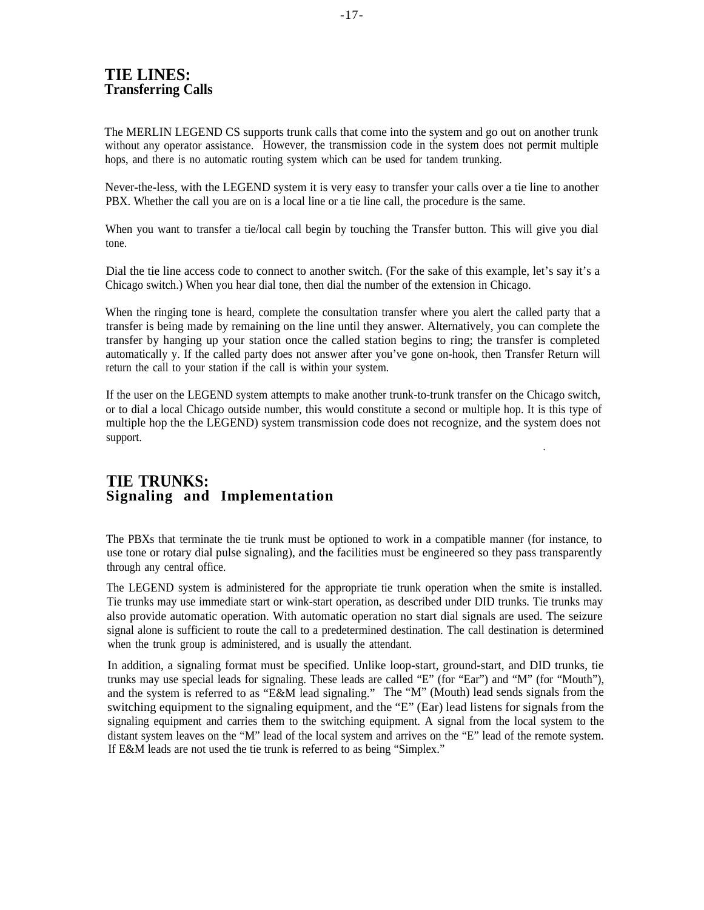# TIE LINES:
## Transferring Calls

The MERLIN LEGEND CS supports trunk calls that come into the system and go out on another trunk without any operator assistance. However, the transmission code in the system does not permit multiple hops, and there is no automatic routing system which can be used for tandem trunking.

Never-the-less, with the LEGEND system it is very easy to transfer your calls over a tie line to another PBX. Whether the call you are on is a local line or a tie line call, the procedure is the same.

When you want to transfer a tie/local call begin by touching the Transfer button. This will give you dial tone.

Dial the tie line access code to connect to another switch. (For the sake of this example, let's say it's a Chicago switch.) When you hear dial tone, then dial the number of the extension in Chicago.

When the ringing tone is heard, complete the consultation transfer where you alert the called party that a transfer is being made by remaining on the line until they answer. Alternatively, you can complete the transfer by hanging up your station once the called station begins to ring; the transfer is completed automatically y. If the called party does not answer after you've gone on-hook, then Transfer Return will return the call to your station if the call is within your system.

If the user on the LEGEND system attempts to make another trunk-to-trunk transfer on the Chicago switch, or to dial a local Chicago outside number, this would constitute a second or multiple hop. It is this type of multiple hop the the LEGEND) system transmission code does not recognize, and the system does not support.

# TIE TRUNKS:
## Signaling and Implementation

The PBXs that terminate the tie trunk must be optioned to work in a compatible manner (for instance, to use tone or rotary dial pulse signaling), and the facilities must be engineered so they pass transparently through any central office.

The LEGEND system is administered for the appropriate tie trunk operation when the smite is installed. Tie trunks may use immediate start or wink-start operation, as described under DID trunks. Tie trunks may also provide automatic operation. With automatic operation no start dial signals are used. The seizure signal alone is sufficient to route the call to a predetermined destination. The call destination is determined when the trunk group is administered, and is usually the attendant.

In addition, a signaling format must be specified. Unlike loop-start, ground-start, and DID trunks, tie trunks may use special leads for signaling. These leads are called "E" (for "Ear") and "M" (for "Mouth"), and the system is referred to as "E&M lead signaling." The "M" (Mouth) lead sends signals from the switching equipment to the signaling equipment, and the "E" (Ear) lead listens for signals from the signaling equipment and carries them to the switching equipment. A signal from the local system to the distant system leaves on the "M" lead of the local system and arrives on the "E" lead of the remote system. If E&M leads are not used the tie trunk is referred to as being "Simplex."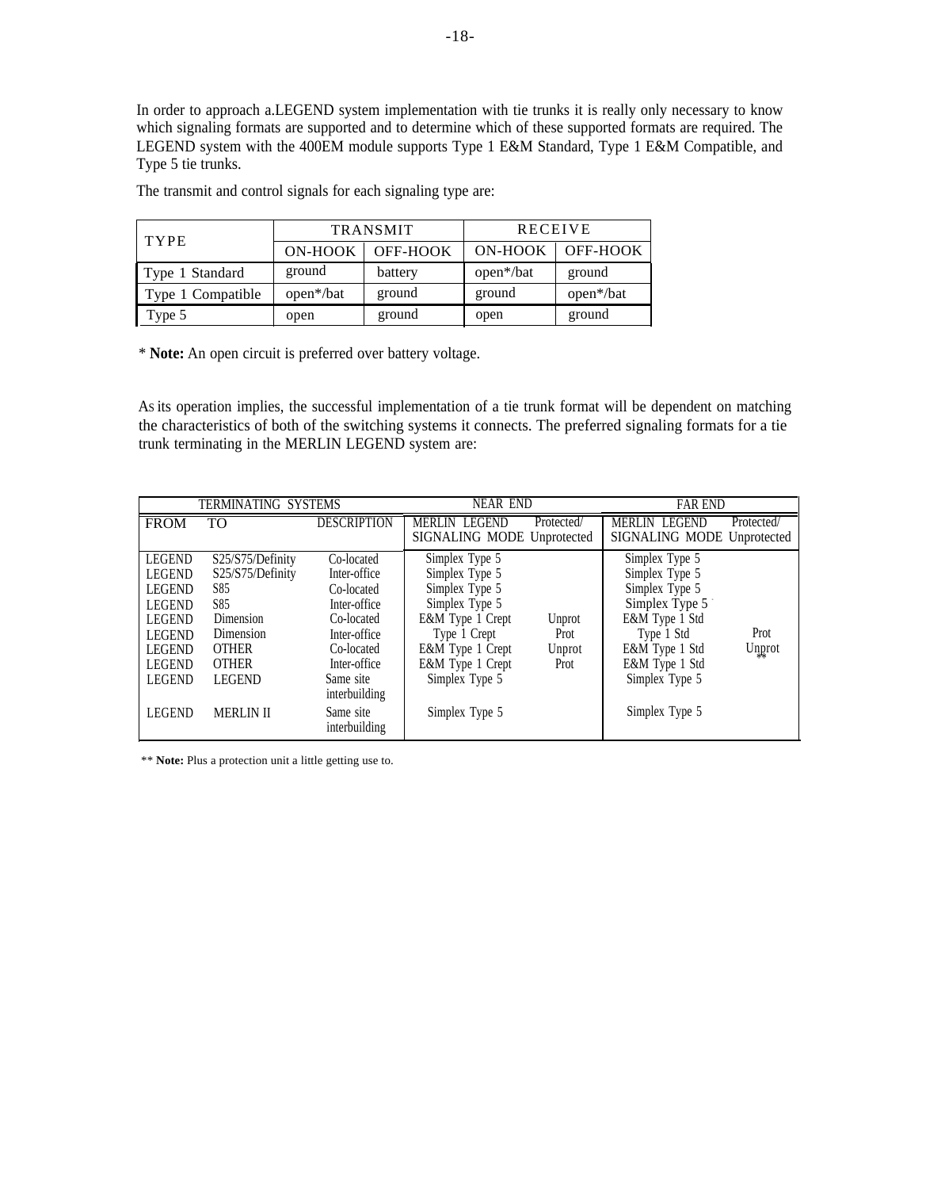In order to approach a.LEGEND system implementation with tie trunks it is really only necessary to know which signaling formats are supported and to determine which of these supported formats are required. The LEGEND system with the 400EM module supports Type 1 E&M Standard, Type 1 E&M Compatible, and Type 5 tie trunks.

The transmit and control signals for each signaling type are:

| TYPE | TRANSMIT | | RECEIVE | |
|---|---|---|---|---|
| | ON-HOOK | OFF-HOOK | ON-HOOK | OFF-HOOK |
| Type 1 Standard | ground | battery | open*/bat | ground |
| Type 1 Compatible | open*/bat | ground | ground | open*/bat |
| Type 5 | open | ground | open | ground |

* **Note:** An open circuit is preferred over battery voltage.

As its operation implies, the successful implementation of a tie trunk format will be dependent on matching the characteristics of both of the switching systems it connects. The preferred signaling formats for a tie trunk terminating in the MERLIN LEGEND system are:

| TERMINATING SYSTEMS | | | NEAR END | | FAR END | |
|---|---|---|---|---|---|---|
| FROM | TO | DESCRIPTION | MERLIN LEGEND SIGNALING MODE | Protected/ Unprotected | MERLIN LEGEND SIGNALING MODE | Protected/ Unprotected |
| LEGEND | S25/S75/Definity | Co-located | Simplex Type 5 | | Simplex Type 5 | |
| LEGEND | S25/S75/Definity | Inter-office | Simplex Type 5 | | Simplex Type 5 | |
| LEGEND | S85 | Co-located | Simplex Type 5 | | Simplex Type 5 | |
| LEGEND | S85 | Inter-office | Simplex Type 5 | | Simplex Type 5 | |
| LEGEND | Dimension | Co-located | E&M Type 1 Crept | Unprot | E&M Type 1 Std | |
| LEGEND | Dimension | Inter-office | Type 1 Crept | Prot | Type 1 Std | Prot |
| LEGEND | OTHER | Co-located | E&M Type 1 Crept | Unprot | E&M Type 1 Std | Unprot** |
| LEGEND | OTHER | Inter-office | E&M Type 1 Crept | Prot | E&M Type 1 Std | |
| LEGEND | LEGEND | Same site interbuilding | Simplex Type 5 | | Simplex Type 5 | |
| LEGEND | MERLIN II | Same site interbuilding | Simplex Type 5 | | Simplex Type 5 | |

** **Note:** Plus a protection unit a little getting use to.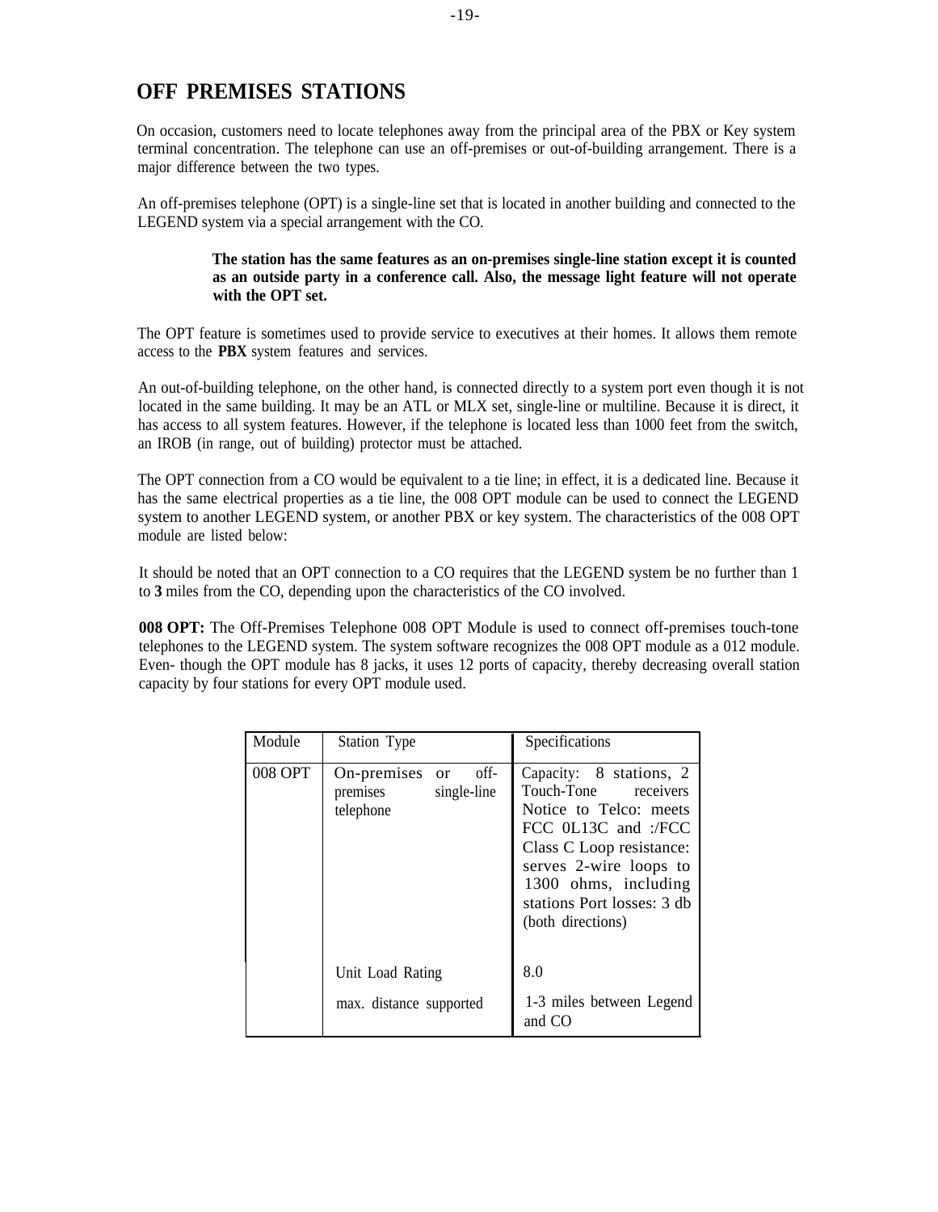# OFF PREMISES STATIONS

On occasion, customers need to locate telephones away from the principal area of the PBX or Key system terminal concentration. The telephone can use an off-premises or out-of-building arrangement. There is a major difference between the two types.

An off-premises telephone (OPT) is a single-line set that is located in another building and connected to the LEGEND system via a special arrangement with the CO.

> **The station has the same features as an on-premises single-line station except it is counted as an outside party in a conference call. Also, the message light feature will not operate with the OPT set.**

The OPT feature is sometimes used to provide service to executives at their homes. It allows them remote access to the **PBX** system features and services.

An out-of-building telephone, on the other hand, is connected directly to a system port even though it is not located in the same building. It may be an ATL or MLX set, single-line or multiline. Because it is direct, it has access to all system features. However, if the telephone is located less than 1000 feet from the switch, an IROB (in range, out of building) protector must be attached.

The OPT connection from a CO would be equivalent to a tie line; in effect, it is a dedicated line. Because it has the same electrical properties as a tie line, the 008 OPT module can be used to connect the LEGEND system to another LEGEND system, or another PBX or key system. The characteristics of the 008 OPT module are listed below:

It should be noted that an OPT connection to a CO requires that the LEGEND system be no further than 1 to **3** miles from the CO, depending upon the characteristics of the CO involved.

**008 OPT:** The Off-Premises Telephone 008 OPT Module is used to connect off-premises touch-tone telephones to the LEGEND system. The system software recognizes the 008 OPT module as a 012 module. Even- though the OPT module has 8 jacks, it uses 12 ports of capacity, thereby decreasing overall station capacity by four stations for every OPT module used.

| Module | Station Type | Specifications |
|---|---|---|
| 008 OPT | On-premises or off-premises single-line telephone | Capacity: 8 stations, 2 Touch-Tone receivers Notice to Telco: meets FCC 0L13C and :/FCC Class C Loop resistance: serves 2-wire loops to 1300 ohms, including stations Port losses: 3 db (both directions) |
| | Unit Load Rating | 8.0 |
| | max. distance supported | 1-3 miles between Legend and CO |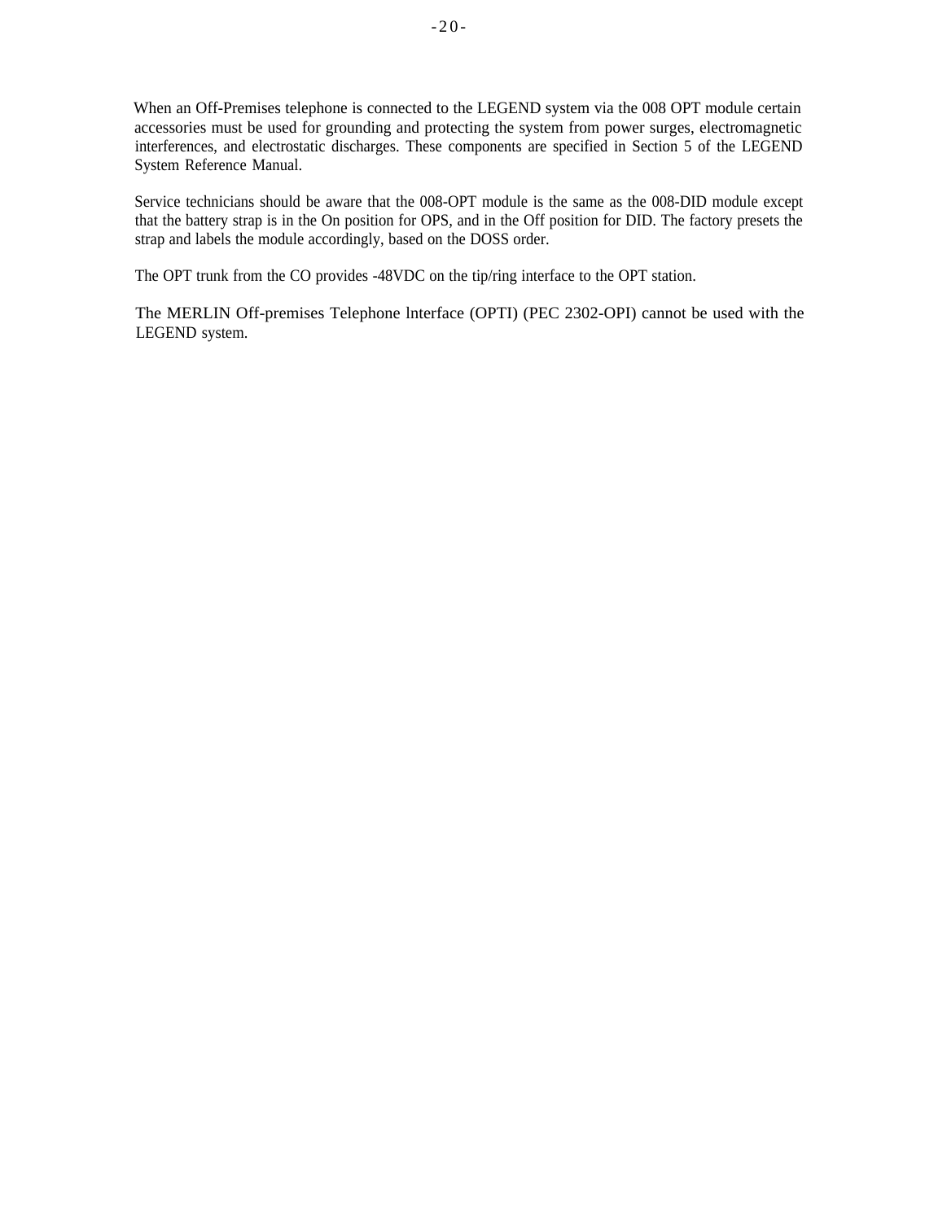When an Off-Premises telephone is connected to the LEGEND system via the 008 OPT module certain accessories must be used for grounding and protecting the system from power surges, electromagnetic interferences, and electrostatic discharges. These components are specified in Section 5 of the LEGEND System Reference Manual.

Service technicians should be aware that the 008-OPT module is the same as the 008-DID module except that the battery strap is in the On position for OPS, and in the Off position for DID. The factory presets the strap and labels the module accordingly, based on the DOSS order.

The OPT trunk from the CO provides -48VDC on the tip/ring interface to the OPT station.

The MERLIN Off-premises Telephone lnterface (OPTI) (PEC 2302-OPI) cannot be used with the LEGEND system.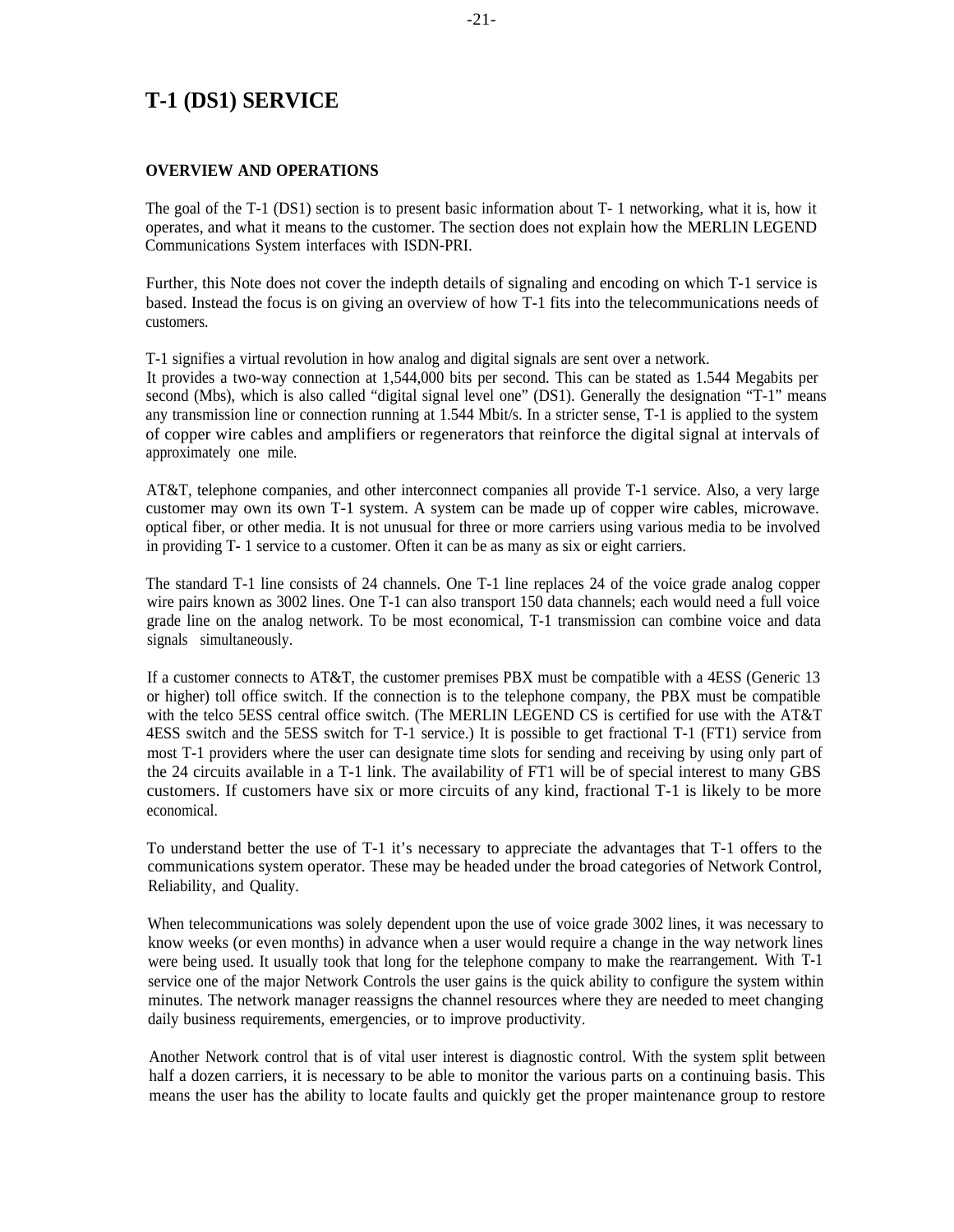# T-1 (DS1) SERVICE

## OVERVIEW AND OPERATIONS

The goal of the T-1 (DS1) section is to present basic information about T- 1 networking, what it is, how it operates, and what it means to the customer. The section does not explain how the MERLIN LEGEND Communications System interfaces with ISDN-PRI.

Further, this Note does not cover the indepth details of signaling and encoding on which T-1 service is based. Instead the focus is on giving an overview of how T-1 fits into the telecommunications needs of customers.

T-1 signifies a virtual revolution in how analog and digital signals are sent over a network. It provides a two-way connection at 1,544,000 bits per second. This can be stated as 1.544 Megabits per second (Mbs), which is also called "digital signal level one" (DS1). Generally the designation "T-1" means any transmission line or connection running at 1.544 Mbit/s. In a stricter sense, T-1 is applied to the system of copper wire cables and amplifiers or regenerators that reinforce the digital signal at intervals of approximately one mile.

AT&T, telephone companies, and other interconnect companies all provide T-1 service. Also, a very large customer may own its own T-1 system. A system can be made up of copper wire cables, microwave. optical fiber, or other media. It is not unusual for three or more carriers using various media to be involved in providing T- 1 service to a customer. Often it can be as many as six or eight carriers.

The standard T-1 line consists of 24 channels. One T-1 line replaces 24 of the voice grade analog copper wire pairs known as 3002 lines. One T-1 can also transport 150 data channels; each would need a full voice grade line on the analog network. To be most economical, T-1 transmission can combine voice and data signals simultaneously.

If a customer connects to AT&T, the customer premises PBX must be compatible with a 4ESS (Generic 13 or higher) toll office switch. If the connection is to the telephone company, the PBX must be compatible with the telco 5ESS central office switch. (The MERLIN LEGEND CS is certified for use with the AT&T 4ESS switch and the 5ESS switch for T-1 service.) It is possible to get fractional T-1 (FT1) service from most T-1 providers where the user can designate time slots for sending and receiving by using only part of the 24 circuits available in a T-1 link. The availability of FT1 will be of special interest to many GBS customers. If customers have six or more circuits of any kind, fractional T-1 is likely to be more economical.

To understand better the use of T-1 it's necessary to appreciate the advantages that T-1 offers to the communications system operator. These may be headed under the broad categories of Network Control, Reliability, and Quality.

When telecommunications was solely dependent upon the use of voice grade 3002 lines, it was necessary to know weeks (or even months) in advance when a user would require a change in the way network lines were being used. It usually took that long for the telephone company to make the rearrangement. With T-1 service one of the major Network Controls the user gains is the quick ability to configure the system within minutes. The network manager reassigns the channel resources where they are needed to meet changing daily business requirements, emergencies, or to improve productivity.

Another Network control that is of vital user interest is diagnostic control. With the system split between half a dozen carriers, it is necessary to be able to monitor the various parts on a continuing basis. This means the user has the ability to locate faults and quickly get the proper maintenance group to restore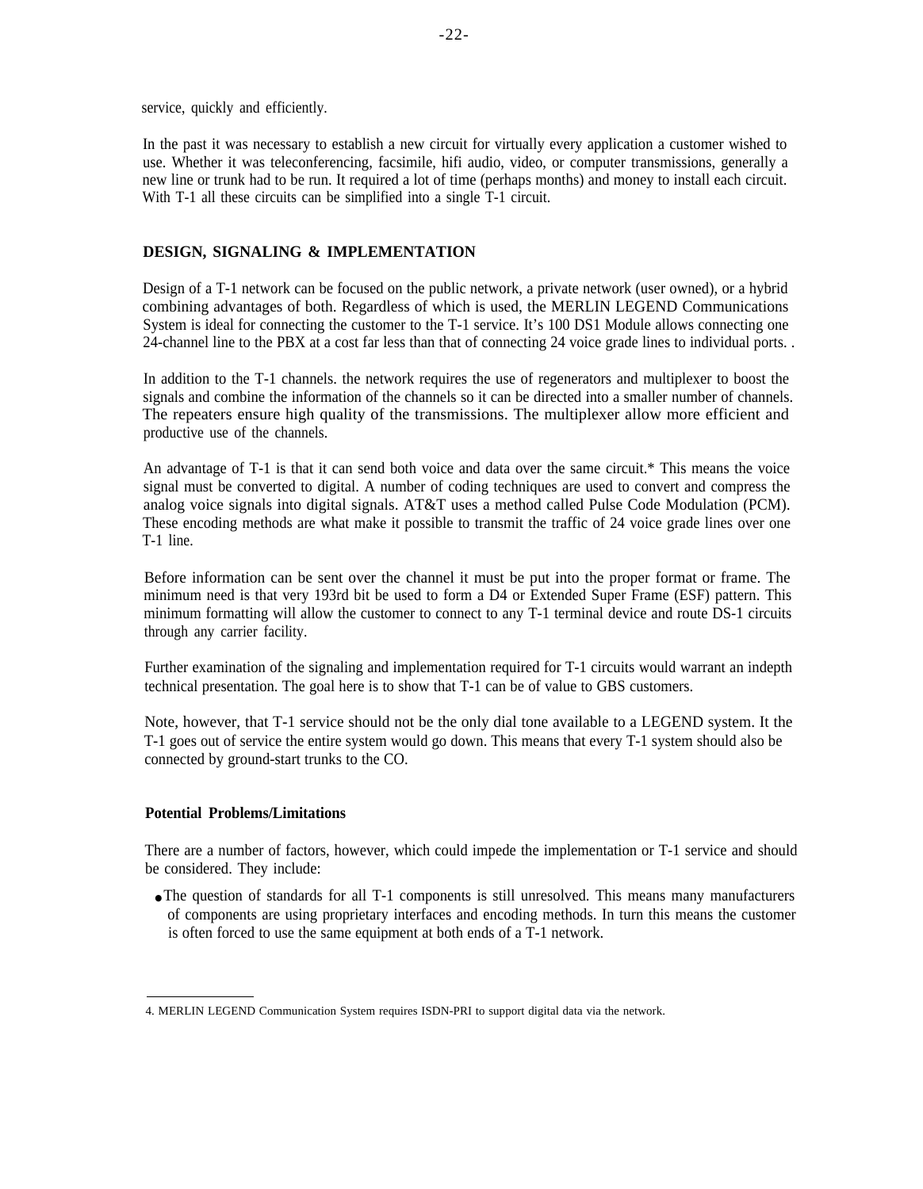service, quickly and efficiently.

In the past it was necessary to establish a new circuit for virtually every application a customer wished to use. Whether it was teleconferencing, facsimile, hifi audio, video, or computer transmissions, generally a new line or trunk had to be run. It required a lot of time (perhaps months) and money to install each circuit. With T-1 all these circuits can be simplified into a single T-1 circuit.

## DESIGN, SIGNALING & IMPLEMENTATION

Design of a T-1 network can be focused on the public network, a private network (user owned), or a hybrid combining advantages of both. Regardless of which is used, the MERLIN LEGEND Communications System is ideal for connecting the customer to the T-1 service. It's 100 DS1 Module allows connecting one 24-channel line to the PBX at a cost far less than that of connecting 24 voice grade lines to individual ports. .

In addition to the T-1 channels. the network requires the use of regenerators and multiplexer to boost the signals and combine the information of the channels so it can be directed into a smaller number of channels. The repeaters ensure high quality of the transmissions. The multiplexer allow more efficient and productive use of the channels.

An advantage of T-1 is that it can send both voice and data over the same circuit.* This means the voice signal must be converted to digital. A number of coding techniques are used to convert and compress the analog voice signals into digital signals. AT&T uses a method called Pulse Code Modulation (PCM). These encoding methods are what make it possible to transmit the traffic of 24 voice grade lines over one T-1 line.

Before information can be sent over the channel it must be put into the proper format or frame. The minimum need is that very 193rd bit be used to form a D4 or Extended Super Frame (ESF) pattern. This minimum formatting will allow the customer to connect to any T-1 terminal device and route DS-1 circuits through any carrier facility.

Further examination of the signaling and implementation required for T-1 circuits would warrant an indepth technical presentation. The goal here is to show that T-1 can be of value to GBS customers.

Note, however, that T-1 service should not be the only dial tone available to a LEGEND system. It the T-1 goes out of service the entire system would go down. This means that every T-1 system should also be connected by ground-start trunks to the CO.

### Potential Problems/Limitations

There are a number of factors, however, which could impede the implementation or T-1 service and should be considered. They include:

- The question of standards for all T-1 components is still unresolved. This means many manufacturers of components are using proprietary interfaces and encoding methods. In turn this means the customer is often forced to use the same equipment at both ends of a T-1 network.

---

4. MERLIN LEGEND Communication System requires ISDN-PRI to support digital data via the network.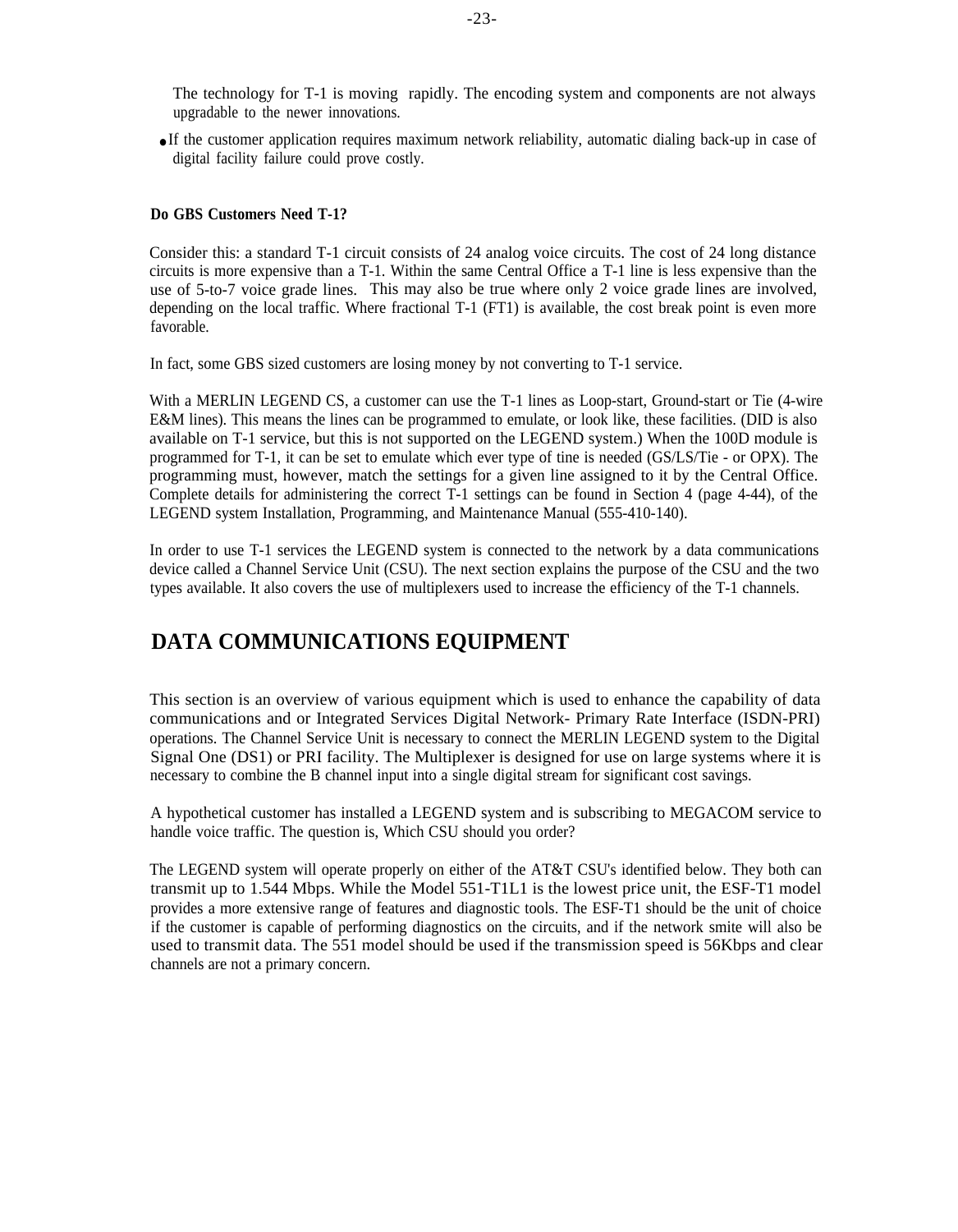The technology for T-1 is moving rapidly. The encoding system and components are not always upgradable to the newer innovations.

- If the customer application requires maximum network reliability, automatic dialing back-up in case of digital facility failure could prove costly.

**Do GBS Customers Need T-1?**

Consider this: a standard T-1 circuit consists of 24 analog voice circuits. The cost of 24 long distance circuits is more expensive than a T-1. Within the same Central Office a T-1 line is less expensive than the use of 5-to-7 voice grade lines. This may also be true where only 2 voice grade lines are involved, depending on the local traffic. Where fractional T-1 (FT1) is available, the cost break point is even more favorable.

In fact, some GBS sized customers are losing money by not converting to T-1 service.

With a MERLIN LEGEND CS, a customer can use the T-1 lines as Loop-start, Ground-start or Tie (4-wire E&M lines). This means the lines can be programmed to emulate, or look like, these facilities. (DID is also available on T-1 service, but this is not supported on the LEGEND system.) When the 100D module is programmed for T-1, it can be set to emulate which ever type of tine is needed (GS/LS/Tie - or OPX). The programming must, however, match the settings for a given line assigned to it by the Central Office. Complete details for administering the correct T-1 settings can be found in Section 4 (page 4-44), of the LEGEND system Installation, Programming, and Maintenance Manual (555-410-140).

In order to use T-1 services the LEGEND system is connected to the network by a data communications device called a Channel Service Unit (CSU). The next section explains the purpose of the CSU and the two types available. It also covers the use of multiplexers used to increase the efficiency of the T-1 channels.

# DATA COMMUNICATIONS EQUIPMENT

This section is an overview of various equipment which is used to enhance the capability of data communications and or Integrated Services Digital Network- Primary Rate Interface (ISDN-PRI) operations. The Channel Service Unit is necessary to connect the MERLIN LEGEND system to the Digital Signal One (DS1) or PRI facility. The Multiplexer is designed for use on large systems where it is necessary to combine the B channel input into a single digital stream for significant cost savings.

A hypothetical customer has installed a LEGEND system and is subscribing to MEGACOM service to handle voice traffic. The question is, Which CSU should you order?

The LEGEND system will operate properly on either of the AT&T CSU's identified below. They both can transmit up to 1.544 Mbps. While the Model 551-T1L1 is the lowest price unit, the ESF-T1 model provides a more extensive range of features and diagnostic tools. The ESF-T1 should be the unit of choice if the customer is capable of performing diagnostics on the circuits, and if the network smite will also be used to transmit data. The 551 model should be used if the transmission speed is 56Kbps and clear channels are not a primary concern.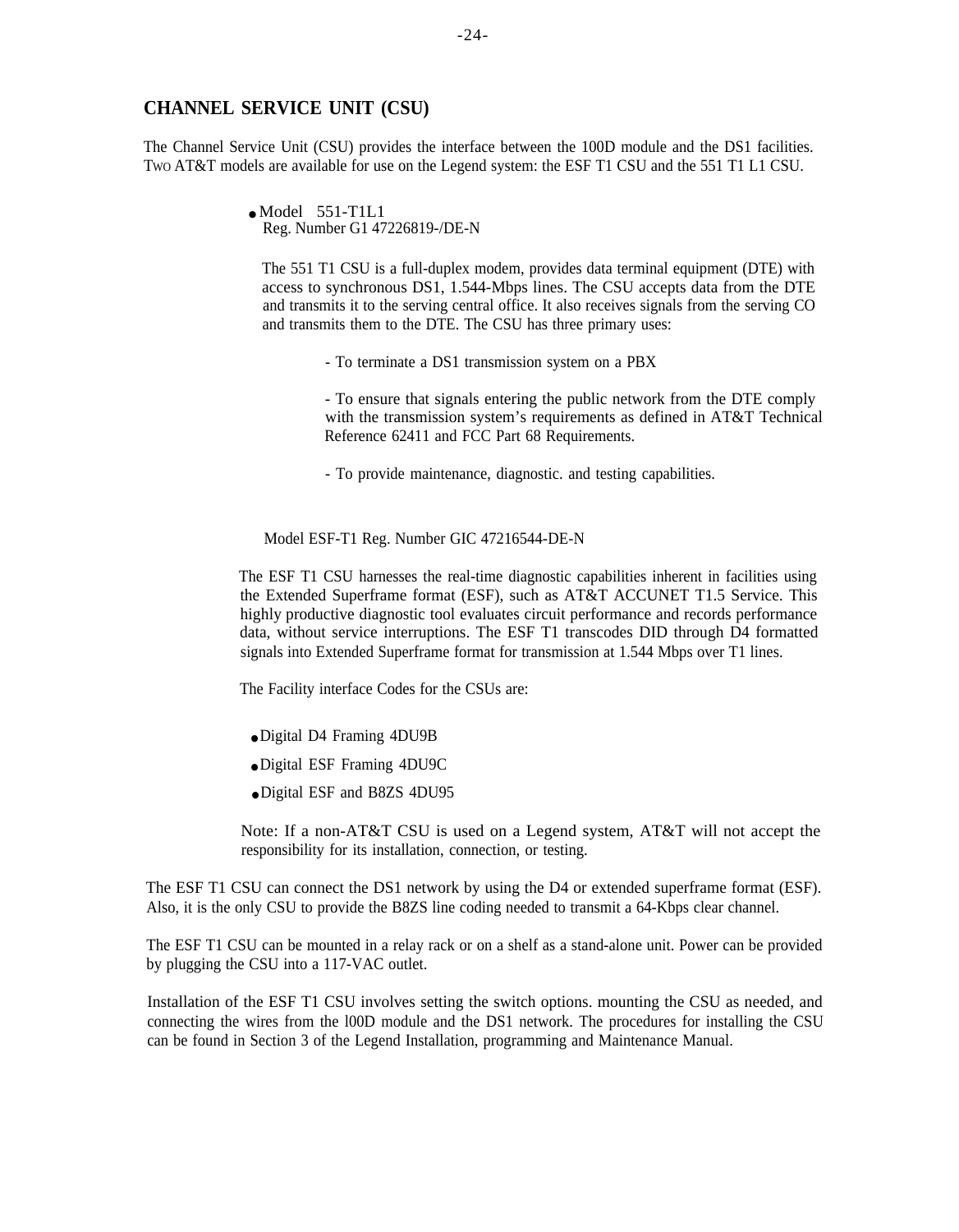## CHANNEL SERVICE UNIT (CSU)

The Channel Service Unit (CSU) provides the interface between the 100D module and the DS1 facilities. TWO AT&T models are available for use on the Legend system: the ESF T1 CSU and the 551 T1 L1 CSU.

- Model 551-T1L1
  Reg. Number G1 47226819-/DE-N

  The 551 T1 CSU is a full-duplex modem, provides data terminal equipment (DTE) with access to synchronous DS1, 1.544-Mbps lines. The CSU accepts data from the DTE and transmits it to the serving central office. It also receives signals from the serving CO and transmits them to the DTE. The CSU has three primary uses:

  - To terminate a DS1 transmission system on a PBX

  - To ensure that signals entering the public network from the DTE comply with the transmission system's requirements as defined in AT&T Technical Reference 62411 and FCC Part 68 Requirements.

  - To provide maintenance, diagnostic. and testing capabilities.

Model ESF-T1 Reg. Number GIC 47216544-DE-N

The ESF T1 CSU harnesses the real-time diagnostic capabilities inherent in facilities using the Extended Superframe format (ESF), such as AT&T ACCUNET T1.5 Service. This highly productive diagnostic tool evaluates circuit performance and records performance data, without service interruptions. The ESF T1 transcodes DID through D4 formatted signals into Extended Superframe format for transmission at 1.544 Mbps over T1 lines.

The Facility interface Codes for the CSUs are:

- Digital D4 Framing 4DU9B
- Digital ESF Framing 4DU9C
- Digital ESF and B8ZS 4DU95

Note: If a non-AT&T CSU is used on a Legend system, AT&T will not accept the responsibility for its installation, connection, or testing.

The ESF T1 CSU can connect the DS1 network by using the D4 or extended superframe format (ESF). Also, it is the only CSU to provide the B8ZS line coding needed to transmit a 64-Kbps clear channel.

The ESF T1 CSU can be mounted in a relay rack or on a shelf as a stand-alone unit. Power can be provided by plugging the CSU into a 117-VAC outlet.

Installation of the ESF T1 CSU involves setting the switch options. mounting the CSU as needed, and connecting the wires from the l00D module and the DS1 network. The procedures for installing the CSU can be found in Section 3 of the Legend Installation, programming and Maintenance Manual.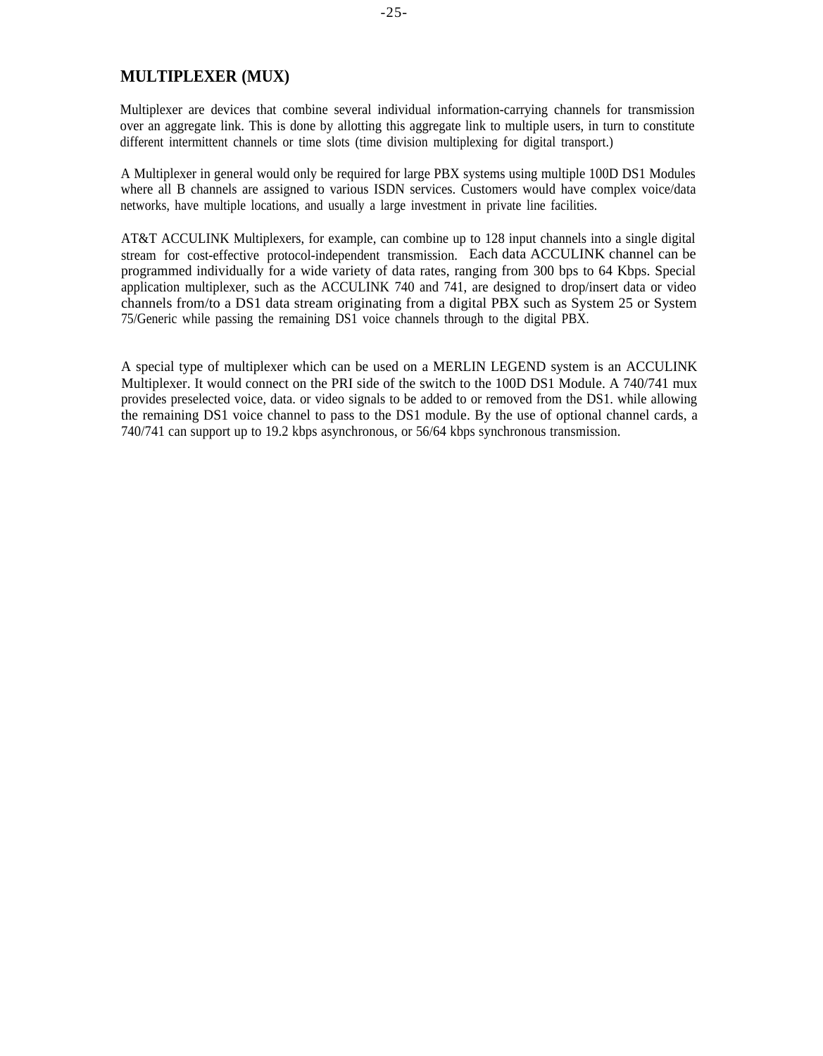## MULTIPLEXER (MUX)

Multiplexer are devices that combine several individual information-carrying channels for transmission over an aggregate link. This is done by allotting this aggregate link to multiple users, in turn to constitute different intermittent channels or time slots (time division multiplexing for digital transport.)

A Multiplexer in general would only be required for large PBX systems using multiple 100D DS1 Modules where all B channels are assigned to various ISDN services. Customers would have complex voice/data networks, have multiple locations, and usually a large investment in private line facilities.

AT&T ACCULINK Multiplexers, for example, can combine up to 128 input channels into a single digital stream for cost-effective protocol-independent transmission. Each data ACCULINK channel can be programmed individually for a wide variety of data rates, ranging from 300 bps to 64 Kbps. Special application multiplexer, such as the ACCULINK 740 and 741, are designed to drop/insert data or video channels from/to a DS1 data stream originating from a digital PBX such as System 25 or System 75/Generic while passing the remaining DS1 voice channels through to the digital PBX.

A special type of multiplexer which can be used on a MERLIN LEGEND system is an ACCULINK Multiplexer. It would connect on the PRI side of the switch to the 100D DS1 Module. A 740/741 mux provides preselected voice, data. or video signals to be added to or removed from the DS1. while allowing the remaining DS1 voice channel to pass to the DS1 module. By the use of optional channel cards, a 740/741 can support up to 19.2 kbps asynchronous, or 56/64 kbps synchronous transmission.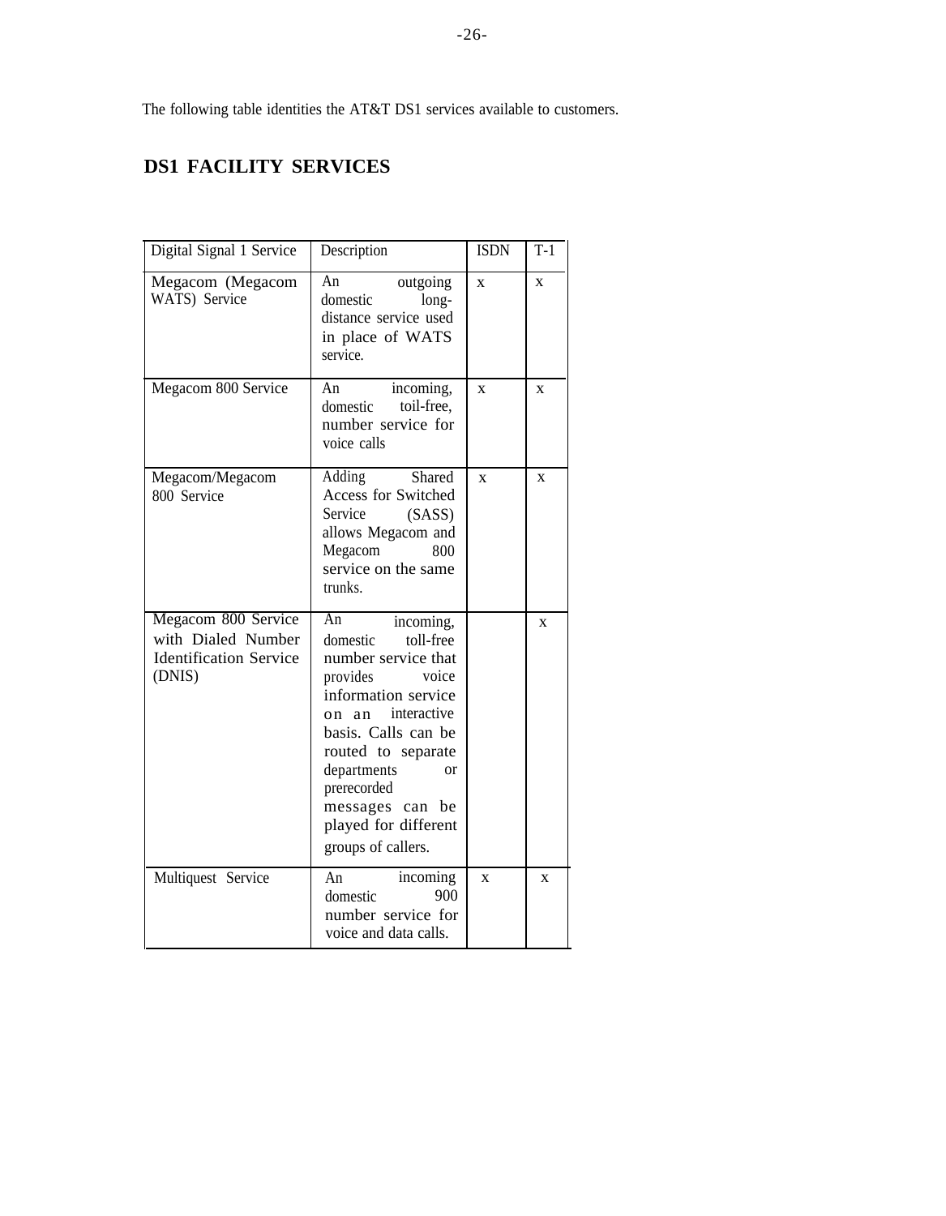The following table identities the AT&T DS1 services available to customers.

## DS1 FACILITY SERVICES

| Digital Signal 1 Service | Description | ISDN | T-1 |
|---|---|---|---|
| Megacom (Megacom WATS) Service | An outgoing domestic long-distance service used in place of WATS service. | X | X |
| Megacom 800 Service | An incoming, domestic toil-free, number service for voice calls | X | X |
| Megacom/Megacom 800 Service | Adding Shared Access for Switched Service (SASS) allows Megacom and Megacom 800 service on the same trunks. | X | X |
| Megacom 800 Service with Dialed Number Identification Service (DNIS) | An incoming, domestic toll-free number service that provides voice information service on an interactive basis. Calls can be routed to separate departments or prerecorded messages can be played for different groups of callers. | | X |
| Multiquest Service | An incoming domestic 900 number service for voice and data calls. | X | X |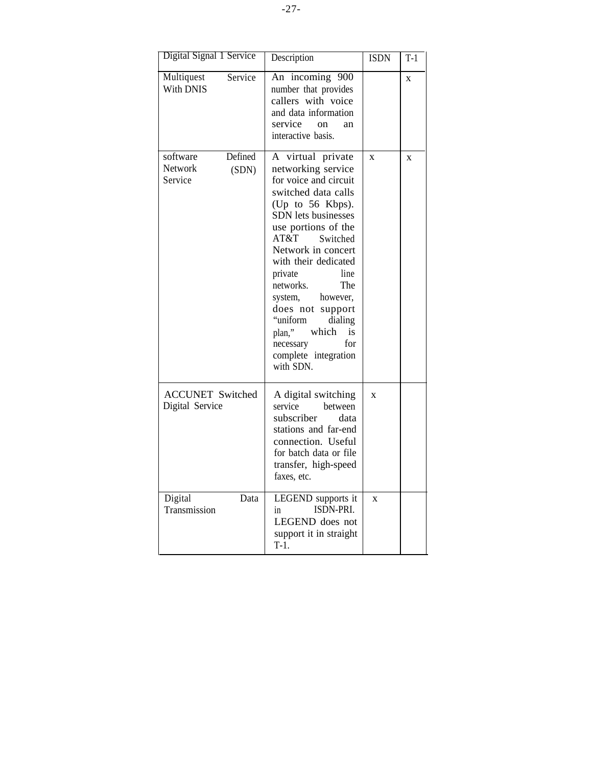| Digital Signal 1 Service | Description | ISDN | T-1 |
|---|---|---|---|
| Multiquest Service With DNIS | An incoming 900 number that provides callers with voice and data information service on an interactive basis. | | x |
| software Defined Network (SDN) Service | A virtual private networking service for voice and circuit switched data calls (Up to 56 Kbps). SDN lets businesses use portions of the AT&T Switched Network in concert with their dedicated private line networks. The system, however, does not support "uniform dialing plan," which is necessary for complete integration with SDN. | x | x |
| ACCUNET Switched Digital Service | A digital switching service between subscriber data stations and far-end connection. Useful for batch data or file transfer, high-speed faxes, etc. | x | |
| Digital Data Transmission | LEGEND supports it in ISDN-PRI. LEGEND does not support it in straight T-1. | x | |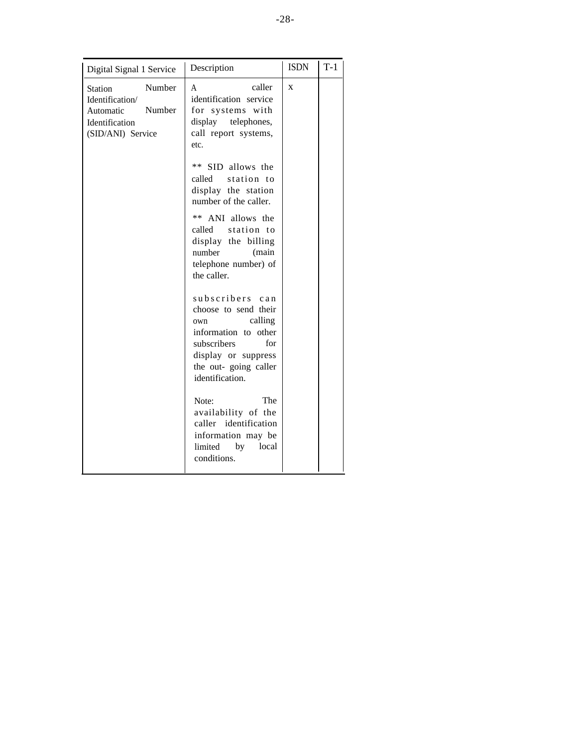| Digital Signal 1 Service | Description | ISDN | T-1 |
|---|---|---|---|
| Station Number Identification/ Automatic Number Identification (SID/ANI) Service | A caller identification service for systems with display telephones, call report systems, etc.<br><br>** SID allows the called station to display the station number of the caller.<br><br>** ANI allows the called station to display the billing number (main telephone number) of the caller.<br><br>subscribers can choose to send their own calling information to other subscribers for display or suppress the out- going caller identification.<br><br>Note: The availability of the caller identification information may be limited by local conditions. | X | |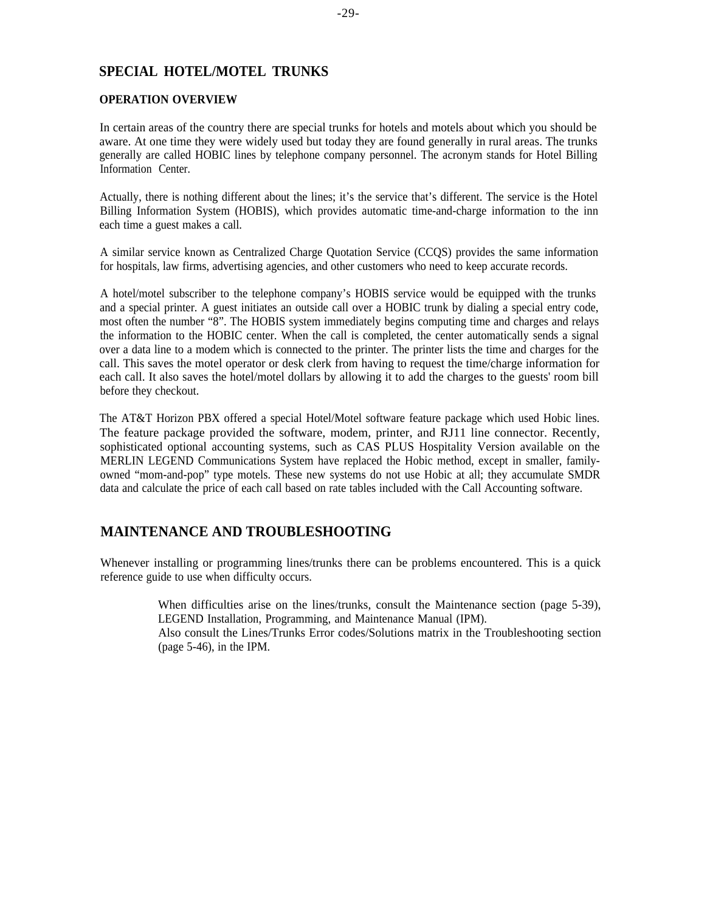## SPECIAL HOTEL/MOTEL TRUNKS

### OPERATION OVERVIEW

In certain areas of the country there are special trunks for hotels and motels about which you should be aware. At one time they were widely used but today they are found generally in rural areas. The trunks generally are called HOBIC lines by telephone company personnel. The acronym stands for Hotel Billing Information Center.

Actually, there is nothing different about the lines; it's the service that's different. The service is the Hotel Billing Information System (HOBIS), which provides automatic time-and-charge information to the inn each time a guest makes a call.

A similar service known as Centralized Charge Quotation Service (CCQS) provides the same information for hospitals, law firms, advertising agencies, and other customers who need to keep accurate records.

A hotel/motel subscriber to the telephone company's HOBIS service would be equipped with the trunks and a special printer. A guest initiates an outside call over a HOBIC trunk by dialing a special entry code, most often the number "8". The HOBIS system immediately begins computing time and charges and relays the information to the HOBIC center. When the call is completed, the center automatically sends a signal over a data line to a modem which is connected to the printer. The printer lists the time and charges for the call. This saves the motel operator or desk clerk from having to request the time/charge information for each call. It also saves the hotel/motel dollars by allowing it to add the charges to the guests' room bill before they checkout.

The AT&T Horizon PBX offered a special Hotel/Motel software feature package which used Hobic lines. The feature package provided the software, modem, printer, and RJ11 line connector. Recently, sophisticated optional accounting systems, such as CAS PLUS Hospitality Version available on the MERLIN LEGEND Communications System have replaced the Hobic method, except in smaller, family-owned "mom-and-pop" type motels. These new systems do not use Hobic at all; they accumulate SMDR data and calculate the price of each call based on rate tables included with the Call Accounting software.

## MAINTENANCE AND TROUBLESHOOTING

Whenever installing or programming lines/trunks there can be problems encountered. This is a quick reference guide to use when difficulty occurs.

> When difficulties arise on the lines/trunks, consult the Maintenance section (page 5-39), LEGEND Installation, Programming, and Maintenance Manual (IPM).
> Also consult the Lines/Trunks Error codes/Solutions matrix in the Troubleshooting section (page 5-46), in the IPM.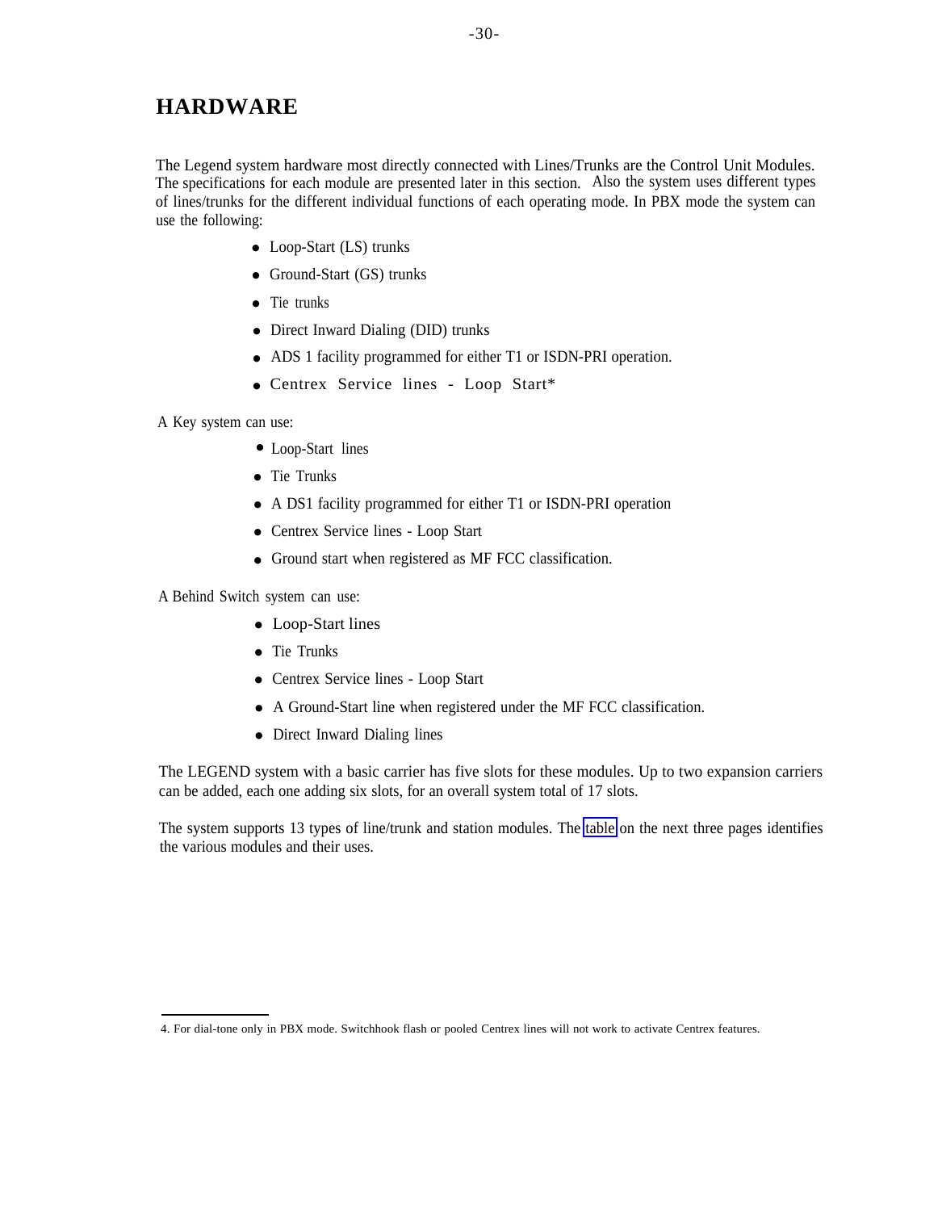# HARDWARE

The Legend system hardware most directly connected with Lines/Trunks are the Control Unit Modules. The specifications for each module are presented later in this section. Also the system uses different types of lines/trunks for the different individual functions of each operating mode. In PBX mode the system can use the following:

- Loop-Start (LS) trunks
- Ground-Start (GS) trunks
- Tie trunks
- Direct Inward Dialing (DID) trunks
- ADS 1 facility programmed for either T1 or ISDN-PRI operation.
- Centrex Service lines - Loop Start*

A Key system can use:

- Loop-Start lines
- Tie Trunks
- A DS1 facility programmed for either T1 or ISDN-PRI operation
- Centrex Service lines - Loop Start
- Ground start when registered as MF FCC classification.

A Behind Switch system can use:

- Loop-Start lines
- Tie Trunks
- Centrex Service lines - Loop Start
- A Ground-Start line when registered under the MF FCC classification.
- Direct Inward Dialing lines

The LEGEND system with a basic carrier has five slots for these modules. Up to two expansion carriers can be added, each one adding six slots, for an overall system total of 17 slots.

The system supports 13 types of line/trunk and station modules. The table on the next three pages identifies the various modules and their uses.

4. For dial-tone only in PBX mode. Switchhook flash or pooled Centrex lines will not work to activate Centrex features.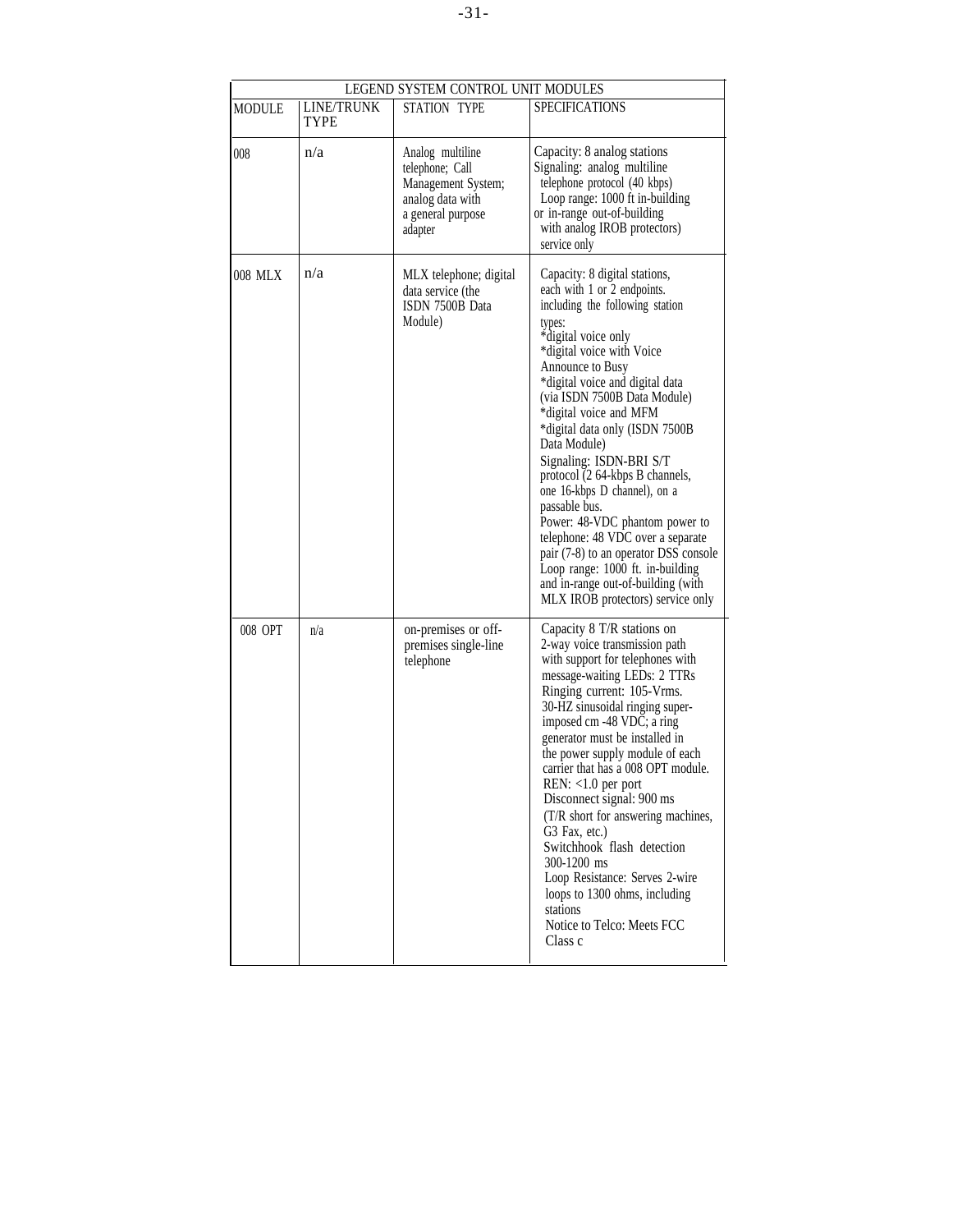| LEGEND SYSTEM CONTROL UNIT MODULES | | | |
|---|---|---|---|
| MODULE | LINE/TRUNK TYPE | STATION TYPE | SPECIFICATIONS |
| 008 | n/a | Analog multiline telephone; Call Management System; analog data with a general purpose adapter | Capacity: 8 analog stations<br>Signaling: analog multiline telephone protocol (40 kbps)<br>Loop range: 1000 ft in-building or in-range out-of-building with analog IROB protectors) service only |
| 008 MLX | n/a | MLX telephone; digital data service (the ISDN 7500B Data Module) | Capacity: 8 digital stations, each with 1 or 2 endpoints. including the following station types:<br>*digital voice only<br>*digital voice with Voice Announce to Busy<br>*digital voice and digital data (via ISDN 7500B Data Module)<br>*digital voice and MFM<br>*digital data only (ISDN 7500B Data Module)<br>Signaling: ISDN-BRI S/T protocol (2 64-kbps B channels, one 16-kbps D channel), on a passable bus.<br>Power: 48-VDC phantom power to telephone: 48 VDC over a separate pair (7-8) to an operator DSS console<br>Loop range: 1000 ft. in-building and in-range out-of-building (with MLX IROB protectors) service only |
| 008 OPT | n/a | on-premises or off-premises single-line telephone | Capacity 8 T/R stations on 2-way voice transmission path with support for telephones with message-waiting LEDs: 2 TTRs<br>Ringing current: 105-Vrms. 30-HZ sinusoidal ringing super-imposed cm -48 VDC; a ring generator must be installed in the power supply module of each carrier that has a 008 OPT module.<br>REN: <1.0 per port<br>Disconnect signal: 900 ms (T/R short for answering machines, G3 Fax, etc.)<br>Switchhook flash detection 300-1200 ms<br>Loop Resistance: Serves 2-wire loops to 1300 ohms, including stations<br>Notice to Telco: Meets FCC Class c |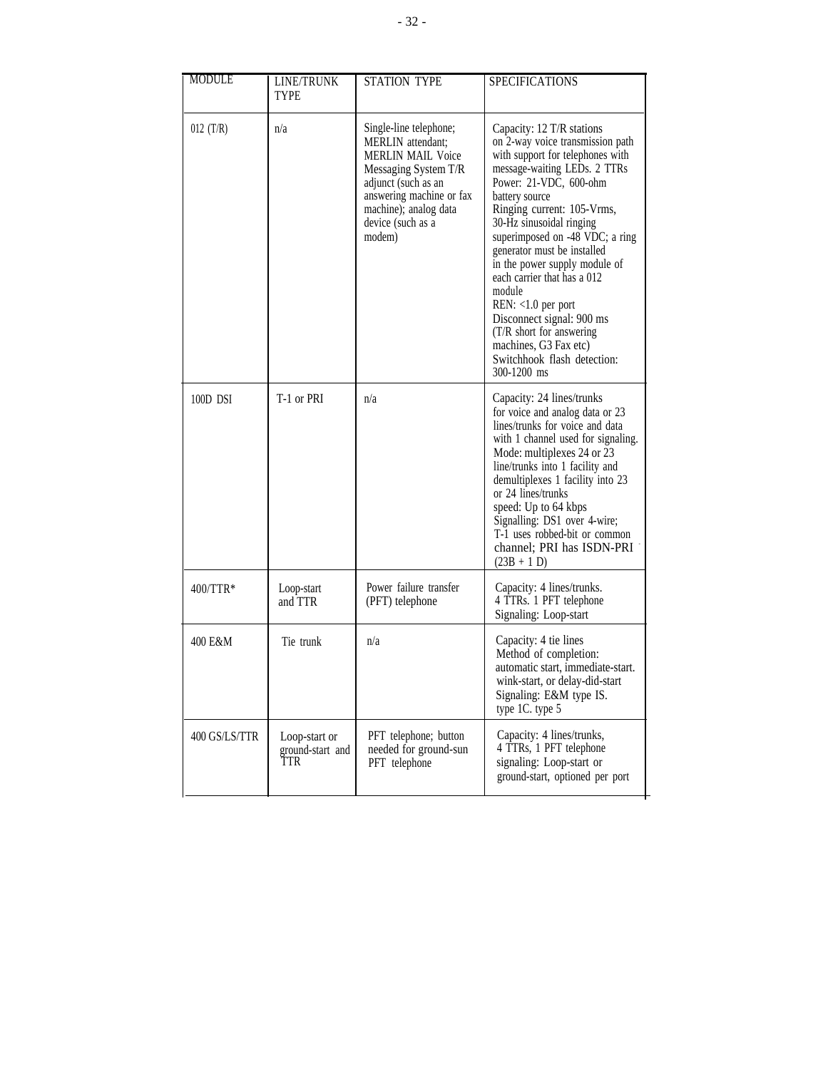| MODULE | LINE/TRUNK TYPE | STATION TYPE | SPECIFICATIONS |
|---|---|---|---|
| 012 (T/R) | n/a | Single-line telephone; MERLIN attendant; MERLIN MAIL Voice Messaging System T/R adjunct (such as an answering machine or fax machine); analog data device (such as a modem) | Capacity: 12 T/R stations on 2-way voice transmission path with support for telephones with message-waiting LEDs. 2 TTRs<br>Power: 21-VDC, 600-ohm battery source<br>Ringing current: 105-Vrms, 30-Hz sinusoidal ringing superimposed on -48 VDC; a ring generator must be installed in the power supply module of each carrier that has a 012 module<br>REN: <1.0 per port<br>Disconnect signal: 900 ms (T/R short for answering machines, G3 Fax etc)<br>Switchhook flash detection: 300-1200 ms |
| 100D DSI | T-1 or PRI | n/a | Capacity: 24 lines/trunks for voice and analog data or 23 lines/trunks for voice and data with 1 channel used for signaling.<br>Mode: multiplexes 24 or 23 line/trunks into 1 facility and demultiplexes 1 facility into 23 or 24 lines/trunks<br>speed: Up to 64 kbps<br>Signalling: DS1 over 4-wire; T-1 uses robbed-bit or common channel; PRI has ISDN-PRI (23B + 1 D) |
| 400/TTR* | Loop-start and TTR | Power failure transfer (PFT) telephone | Capacity: 4 lines/trunks. 4 TTRs. 1 PFT telephone<br>Signaling: Loop-start |
| 400 E&M | Tie trunk | n/a | Capacity: 4 tie lines<br>Method of completion: automatic start, immediate-start. wink-start, or delay-did-start<br>Signaling: E&M type IS. type 1C. type 5 |
| 400 GS/LS/TTR | Loop-start or ground-start and TTR | PFT telephone; button needed for ground-sun PFT telephone | Capacity: 4 lines/trunks, 4 TTRs, 1 PFT telephone<br>signaling: Loop-start or ground-start, optioned per port |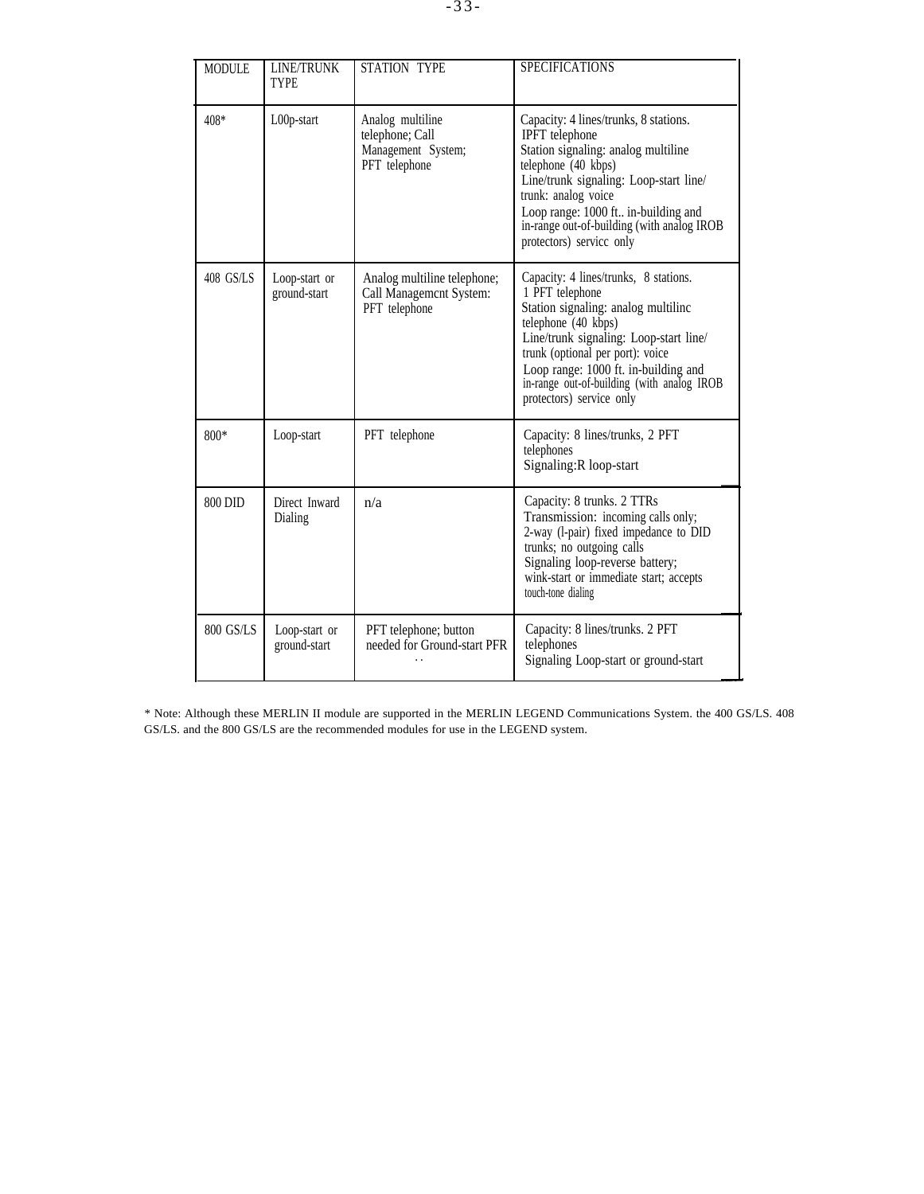| MODULE | LINE/TRUNK TYPE | STATION TYPE | SPECIFICATIONS |
|---|---|---|---|
| 408* | L00p-start | Analog multiline telephone; Call Management System; PFT telephone | Capacity: 4 lines/trunks, 8 stations. IPFT telephone<br>Station signaling: analog multiline telephone (40 kbps)<br>Line/trunk signaling: Loop-start line/ trunk: analog voice<br>Loop range: 1000 ft.. in-building and in-range out-of-building (with analog IROB protectors) servicc only |
| 408 GS/LS | Loop-start or ground-start | Analog multiline telephone; Call Managemcnt System: PFT telephone | Capacity: 4 lines/trunks, 8 stations. 1 PFT telephone<br>Station signaling: analog multilinc telephone (40 kbps)<br>Line/trunk signaling: Loop-start line/ trunk (optional per port): voice<br>Loop range: 1000 ft. in-building and in-range out-of-building (with analog IROB protectors) service only |
| 800* | Loop-start | PFT telephone | Capacity: 8 lines/trunks, 2 PFT telephones<br>Signaling:R loop-start |
| 800 DID | Direct Inward Dialing | n/a | Capacity: 8 trunks. 2 TTRs<br>Transmission: incoming calls only; 2-way (l-pair) fixed impedance to DID trunks; no outgoing calls<br>Signaling loop-reverse battery; wink-start or immediate start; accepts touch-tone dialing |
| 800 GS/LS | Loop-start or ground-start | PFT telephone; button needed for Ground-start PFR | Capacity: 8 lines/trunks. 2 PFT telephones<br>Signaling Loop-start or ground-start |

* Note: Although these MERLIN II module are supported in the MERLIN LEGEND Communications System. the 400 GS/LS. 408 GS/LS. and the 800 GS/LS are the recommended modules for use in the LEGEND system.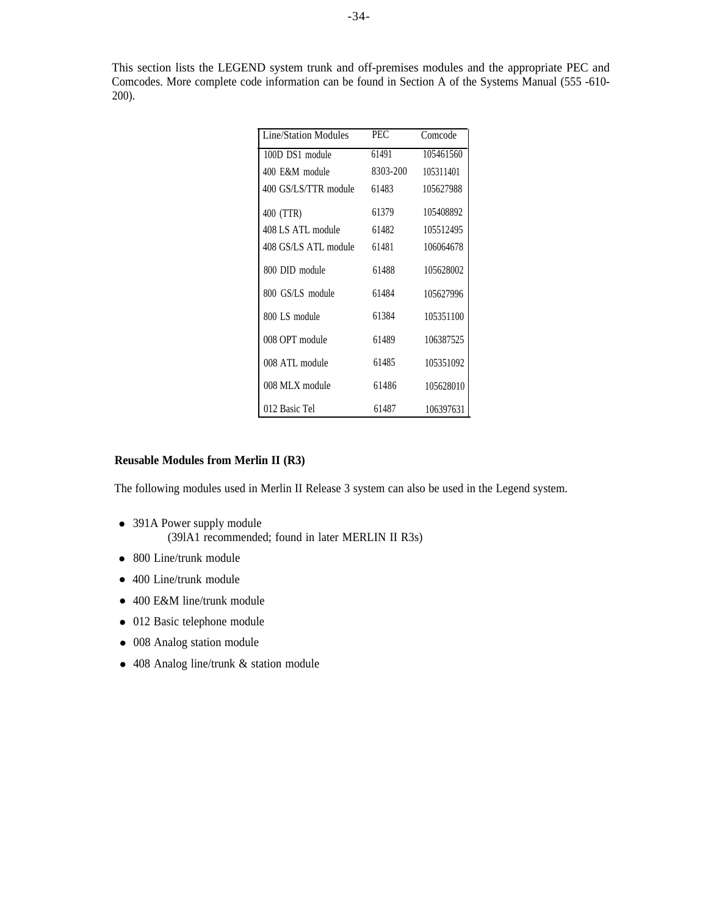This section lists the LEGEND system trunk and off-premises modules and the appropriate PEC and Comcodes. More complete code information can be found in Section A of the Systems Manual (555 -610-200).

| Line/Station Modules | PEC | Comcode |
|---|---|---|
| 100D DS1 module | 61491 | 105461560 |
| 400 E&M module | 8303-200 | 105311401 |
| 400 GS/LS/TTR module | 61483 | 105627988 |
| 400 (TTR) | 61379 | 105408892 |
| 408 LS ATL module | 61482 | 105512495 |
| 408 GS/LS ATL module | 61481 | 106064678 |
| 800 DID module | 61488 | 105628002 |
| 800 GS/LS module | 61484 | 105627996 |
| 800 LS module | 61384 | 105351100 |
| 008 OPT module | 61489 | 106387525 |
| 008 ATL module | 61485 | 105351092 |
| 008 MLX module | 61486 | 105628010 |
| 012 Basic Tel | 61487 | 106397631 |

**Reusable Modules from Merlin II (R3)**

The following modules used in Merlin II Release 3 system can also be used in the Legend system.

- 391A Power supply module
  (39lA1 recommended; found in later MERLIN II R3s)
- 800 Line/trunk module
- 400 Line/trunk module
- 400 E&M line/trunk module
- 012 Basic telephone module
- 008 Analog station module
- 408 Analog line/trunk & station module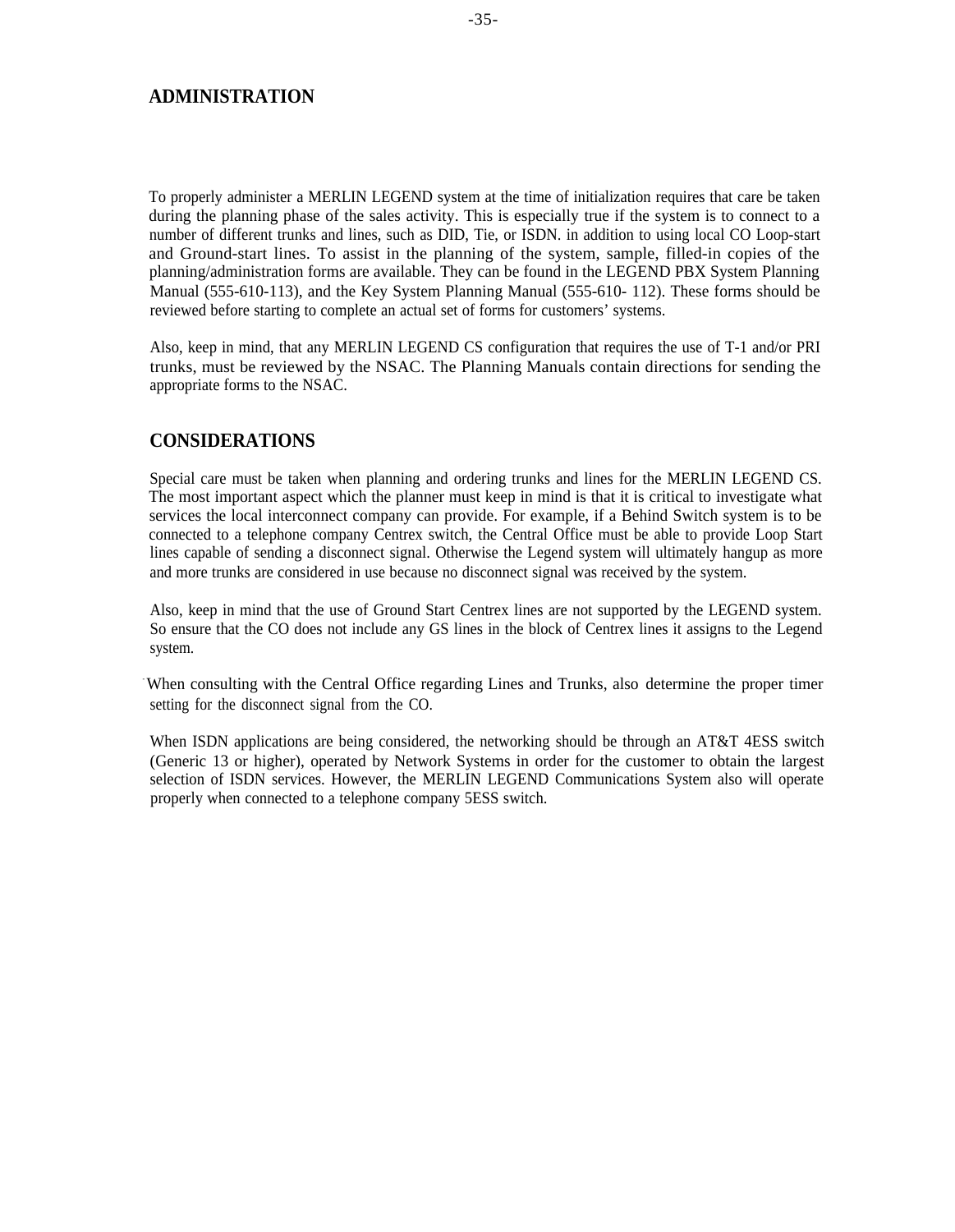## ADMINISTRATION

To properly administer a MERLIN LEGEND system at the time of initialization requires that care be taken during the planning phase of the sales activity. This is especially true if the system is to connect to a number of different trunks and lines, such as DID, Tie, or ISDN. in addition to using local CO Loop-start and Ground-start lines. To assist in the planning of the system, sample, filled-in copies of the planning/administration forms are available. They can be found in the LEGEND PBX System Planning Manual (555-610-113), and the Key System Planning Manual (555-610- 112). These forms should be reviewed before starting to complete an actual set of forms for customers' systems.

Also, keep in mind, that any MERLIN LEGEND CS configuration that requires the use of T-1 and/or PRI trunks, must be reviewed by the NSAC. The Planning Manuals contain directions for sending the appropriate forms to the NSAC.

## CONSIDERATIONS

Special care must be taken when planning and ordering trunks and lines for the MERLIN LEGEND CS. The most important aspect which the planner must keep in mind is that it is critical to investigate what services the local interconnect company can provide. For example, if a Behind Switch system is to be connected to a telephone company Centrex switch, the Central Office must be able to provide Loop Start lines capable of sending a disconnect signal. Otherwise the Legend system will ultimately hangup as more and more trunks are considered in use because no disconnect signal was received by the system.

Also, keep in mind that the use of Ground Start Centrex lines are not supported by the LEGEND system. So ensure that the CO does not include any GS lines in the block of Centrex lines it assigns to the Legend system.

When consulting with the Central Office regarding Lines and Trunks, also determine the proper timer setting for the disconnect signal from the CO.

When ISDN applications are being considered, the networking should be through an AT&T 4ESS switch (Generic 13 or higher), operated by Network Systems in order for the customer to obtain the largest selection of ISDN services. However, the MERLIN LEGEND Communications System also will operate properly when connected to a telephone company 5ESS switch.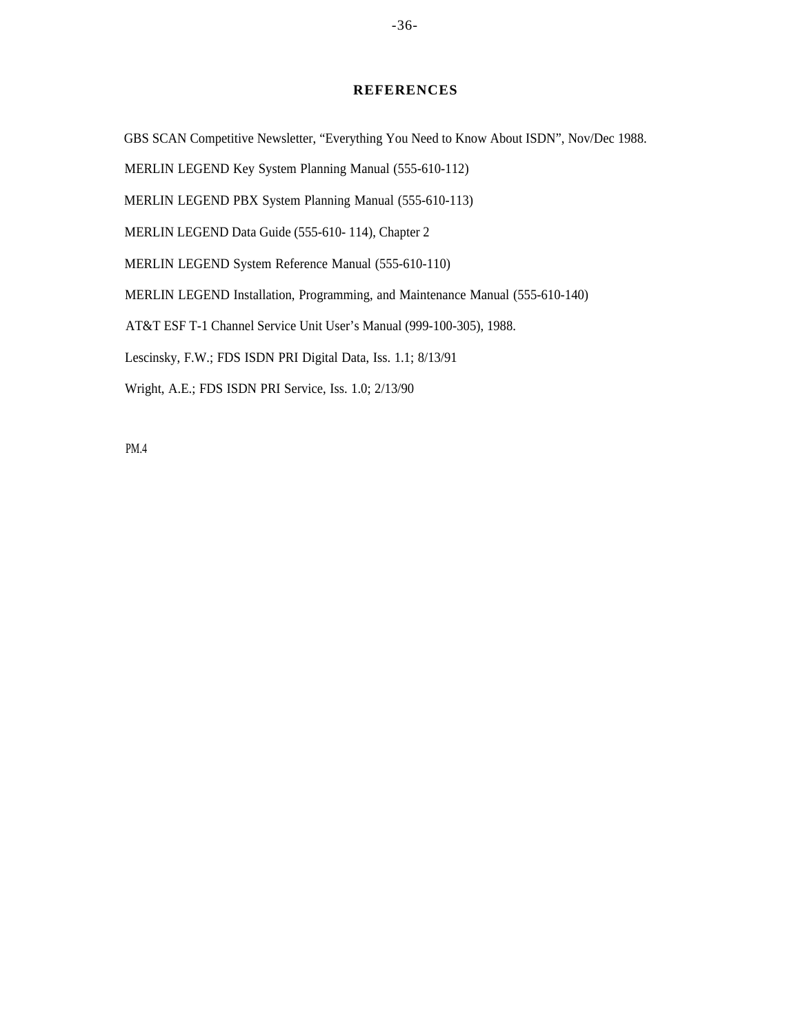## REFERENCES

GBS SCAN Competitive Newsletter, "Everything You Need to Know About ISDN", Nov/Dec 1988.

MERLIN LEGEND Key System Planning Manual (555-610-112)

MERLIN LEGEND PBX System Planning Manual (555-610-113)

MERLIN LEGEND Data Guide (555-610- 114), Chapter 2

MERLIN LEGEND System Reference Manual (555-610-110)

MERLIN LEGEND Installation, Programming, and Maintenance Manual (555-610-140)

AT&T ESF T-1 Channel Service Unit User's Manual (999-100-305), 1988.

Lescinsky, F.W.; FDS ISDN PRI Digital Data, Iss. 1.1; 8/13/91

Wright, A.E.; FDS ISDN PRI Service, Iss. 1.0; 2/13/90

PM.4